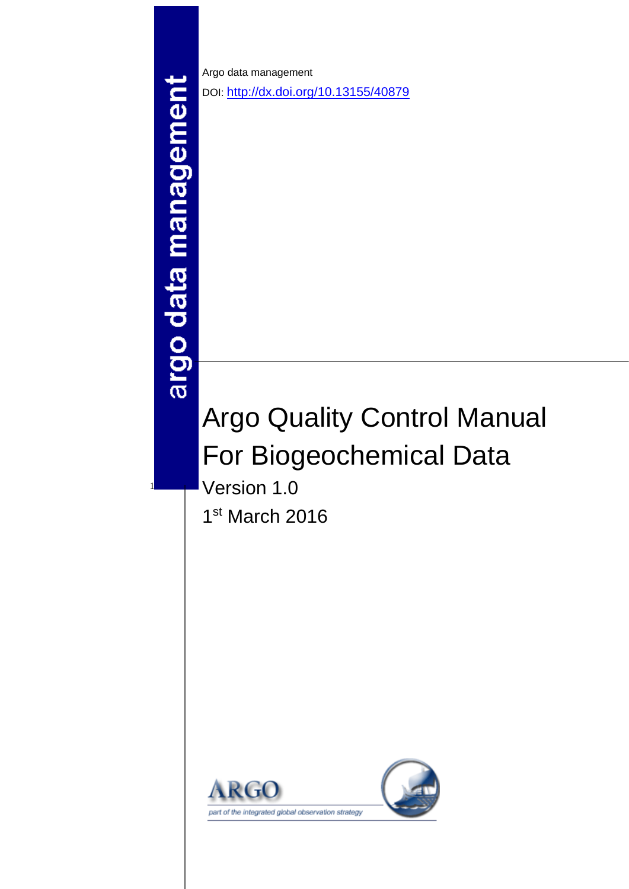argo data management

Argo data management

DOI: http://dx.doi.org/10.13155/40879

# Argo Quality Control Manual For Biogeochemical Data

Version 1.0

1st March 2016

ARGO

part of the integrated global observation strategy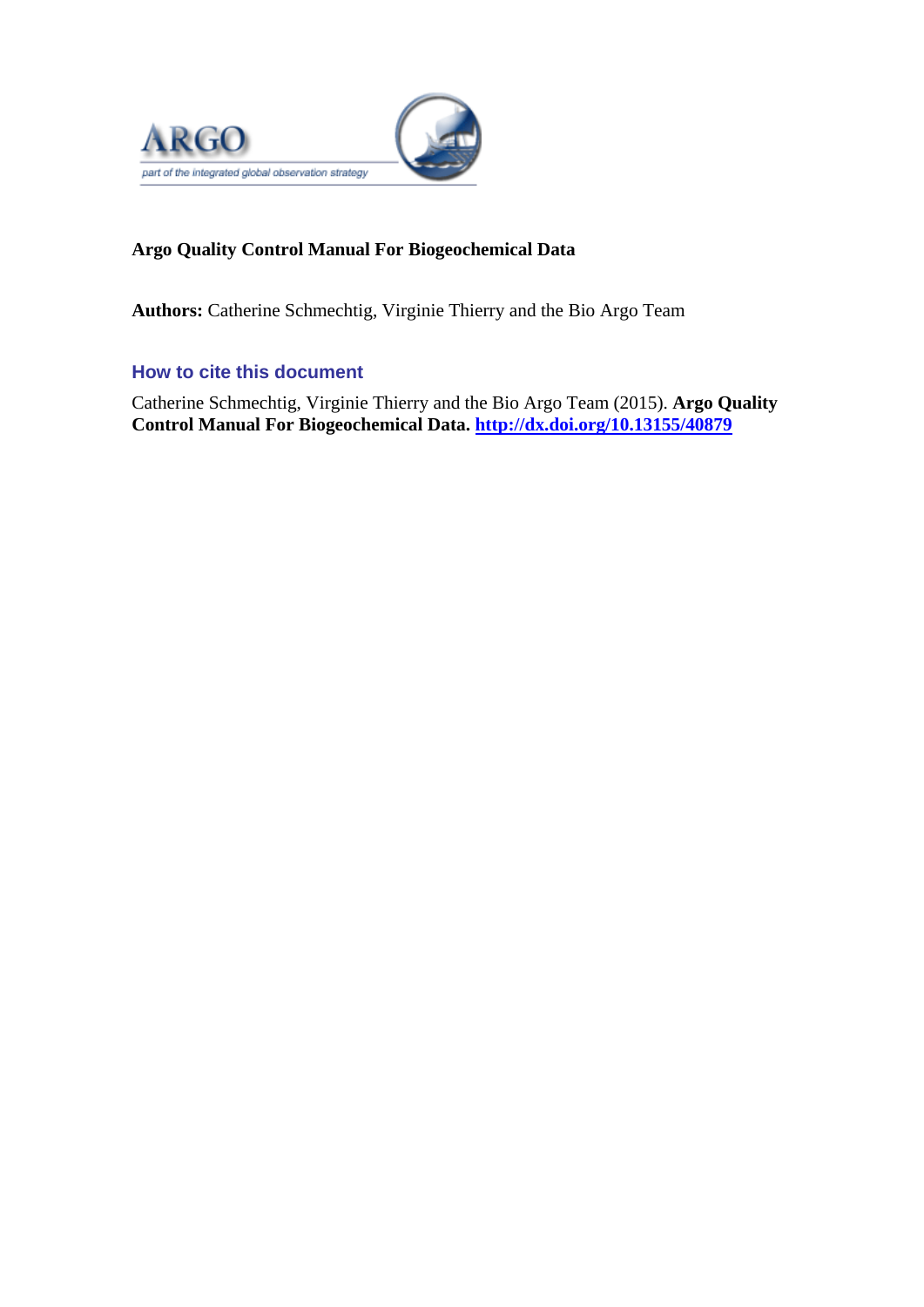**Argo Quality Control Manual For Biogeochemical Data**

**Authors:** Catherine Schmechtig, Virginie Thierry and the Bio Argo Team

## How to cite this document

Catherine Schmechtig, Virginie Thierry and the Bio Argo Team (2015). **Argo Quality Control Manual For Biogeochemical Data.** **http://dx.doi.org/10.13155/40879**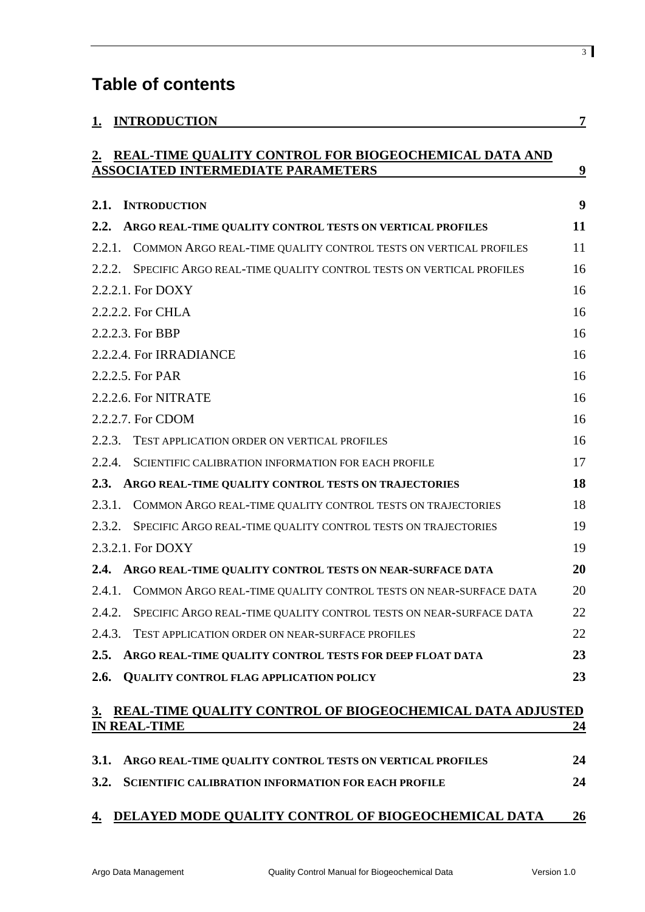# Table of contents

**1. INTRODUCTION** **7**

**2. REAL-TIME QUALITY CONTROL FOR BIOGEOCHEMICAL DATA AND ASSOCIATED INTERMEDIATE PARAMETERS** **9**

**2.1. INTRODUCTION** **9**

**2.2. ARGO REAL-TIME QUALITY CONTROL TESTS ON VERTICAL PROFILES** **11**

2.2.1. COMMON ARGO REAL-TIME QUALITY CONTROL TESTS ON VERTICAL PROFILES 11

2.2.2. SPECIFIC ARGO REAL-TIME QUALITY CONTROL TESTS ON VERTICAL PROFILES 16

2.2.2.1. For DOXY 16

2.2.2.2. For CHLA 16

2.2.2.3. For BBP 16

2.2.2.4. For IRRADIANCE 16

2.2.2.5. For PAR 16

2.2.2.6. For NITRATE 16

2.2.2.7. For CDOM 16

2.2.3. TEST APPLICATION ORDER ON VERTICAL PROFILES 16

2.2.4. SCIENTIFIC CALIBRATION INFORMATION FOR EACH PROFILE 17

**2.3. ARGO REAL-TIME QUALITY CONTROL TESTS ON TRAJECTORIES** **18**

2.3.1. COMMON ARGO REAL-TIME QUALITY CONTROL TESTS ON TRAJECTORIES 18

2.3.2. SPECIFIC ARGO REAL-TIME QUALITY CONTROL TESTS ON TRAJECTORIES 19

2.3.2.1. For DOXY 19

**2.4. ARGO REAL-TIME QUALITY CONTROL TESTS ON NEAR-SURFACE DATA** **20**

2.4.1. COMMON ARGO REAL-TIME QUALITY CONTROL TESTS ON NEAR-SURFACE DATA 20

2.4.2. SPECIFIC ARGO REAL-TIME QUALITY CONTROL TESTS ON NEAR-SURFACE DATA 22

2.4.3. TEST APPLICATION ORDER ON NEAR-SURFACE PROFILES 22

**2.5. ARGO REAL-TIME QUALITY CONTROL TESTS FOR DEEP FLOAT DATA** **23**

**2.6. QUALITY CONTROL FLAG APPLICATION POLICY** **23**

**3. REAL-TIME QUALITY CONTROL OF BIOGEOCHEMICAL DATA ADJUSTED IN REAL-TIME** **24**

**3.1. ARGO REAL-TIME QUALITY CONTROL TESTS ON VERTICAL PROFILES** **24**

**3.2. SCIENTIFIC CALIBRATION INFORMATION FOR EACH PROFILE** **24**

**4. DELAYED MODE QUALITY CONTROL OF BIOGEOCHEMICAL DATA** **26**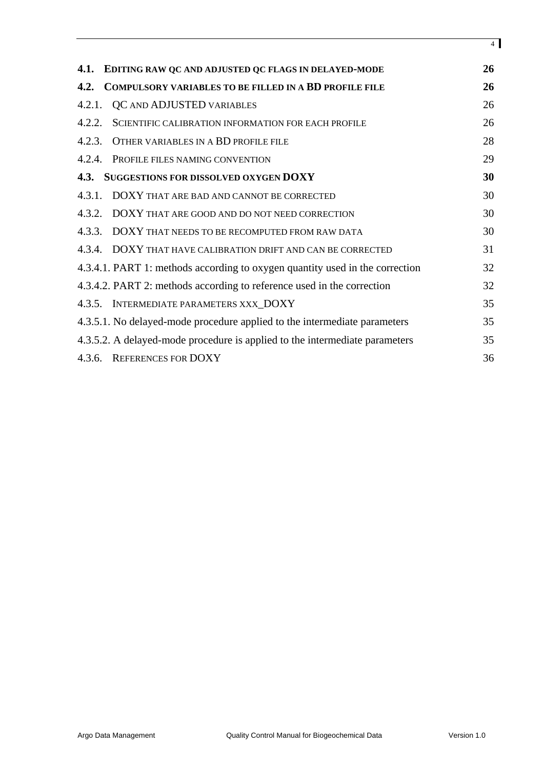| | | |
|---|---|---|
| **4.1.** | **EDITING RAW QC AND ADJUSTED QC FLAGS IN DELAYED-MODE** | **26** |
| **4.2.** | **COMPULSORY VARIABLES TO BE FILLED IN A BD PROFILE FILE** | **26** |
| 4.2.1. | QC AND ADJUSTED VARIABLES | 26 |
| 4.2.2. | SCIENTIFIC CALIBRATION INFORMATION FOR EACH PROFILE | 26 |
| 4.2.3. | OTHER VARIABLES IN A BD PROFILE FILE | 28 |
| 4.2.4. | PROFILE FILES NAMING CONVENTION | 29 |
| **4.3.** | **SUGGESTIONS FOR DISSOLVED OXYGEN DOXY** | **30** |
| 4.3.1. | DOXY THAT ARE BAD AND CANNOT BE CORRECTED | 30 |
| 4.3.2. | DOXY THAT ARE GOOD AND DO NOT NEED CORRECTION | 30 |
| 4.3.3. | DOXY THAT NEEDS TO BE RECOMPUTED FROM RAW DATA | 30 |
| 4.3.4. | DOXY THAT HAVE CALIBRATION DRIFT AND CAN BE CORRECTED | 31 |
| 4.3.4.1. | PART 1: methods according to oxygen quantity used in the correction | 32 |
| 4.3.4.2. | PART 2: methods according to reference used in the correction | 32 |
| 4.3.5. | INTERMEDIATE PARAMETERS XXX_DOXY | 35 |
| 4.3.5.1. | No delayed-mode procedure applied to the intermediate parameters | 35 |
| 4.3.5.2. | A delayed-mode procedure is applied to the intermediate parameters | 35 |
| 4.3.6. | REFERENCES FOR DOXY | 36 |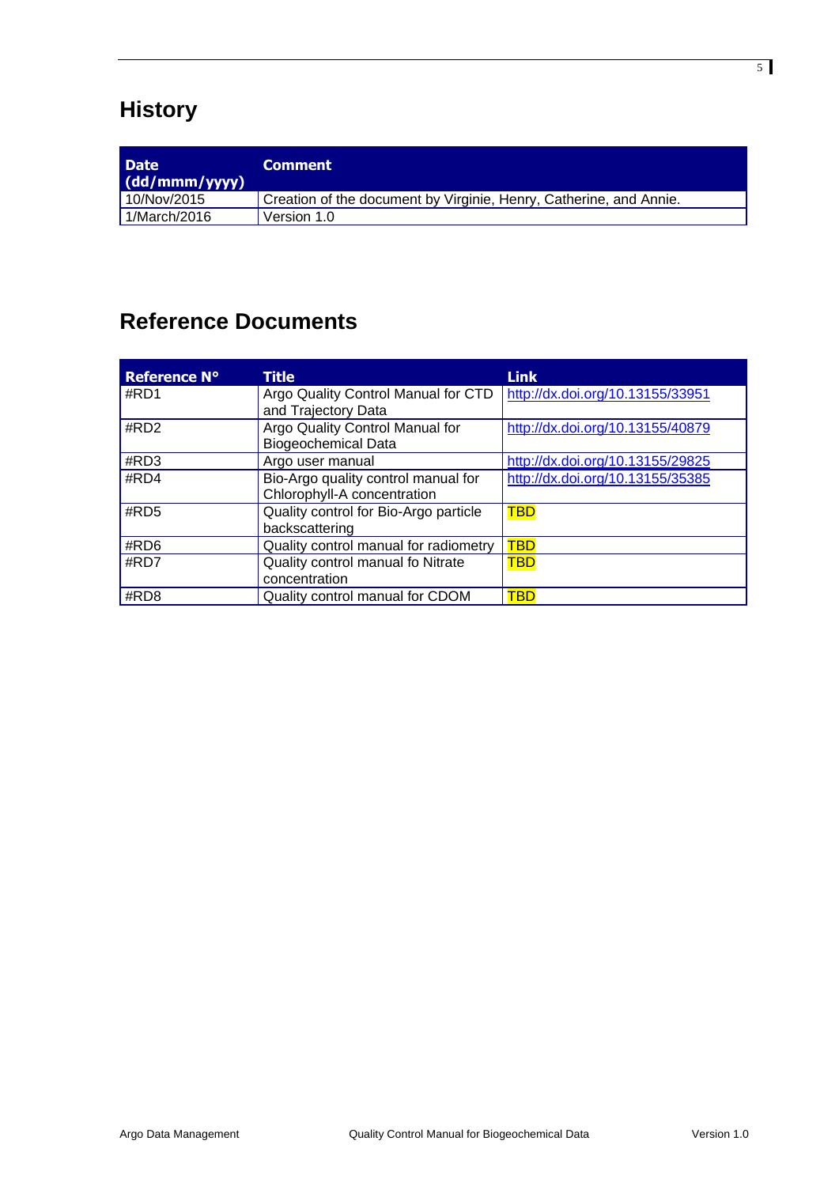# History

| Date (dd/mmm/yyyy) | Comment |
| --- | --- |
| 10/Nov/2015 | Creation of the document by Virginie, Henry, Catherine, and Annie. |
| 1/March/2016 | Version 1.0 |

# Reference Documents

| Reference N° | Title | Link |
| --- | --- | --- |
| #RD1 | Argo Quality Control Manual for CTD and Trajectory Data | http://dx.doi.org/10.13155/33951 |
| #RD2 | Argo Quality Control Manual for Biogeochemical Data | http://dx.doi.org/10.13155/40879 |
| #RD3 | Argo user manual | http://dx.doi.org/10.13155/29825 |
| #RD4 | Bio-Argo quality control manual for Chlorophyll-A concentration | http://dx.doi.org/10.13155/35385 |
| #RD5 | Quality control for Bio-Argo particle backscattering | TBD |
| #RD6 | Quality control manual for radiometry | TBD |
| #RD7 | Quality control manual fo Nitrate concentration | TBD |
| #RD8 | Quality control manual for CDOM | TBD |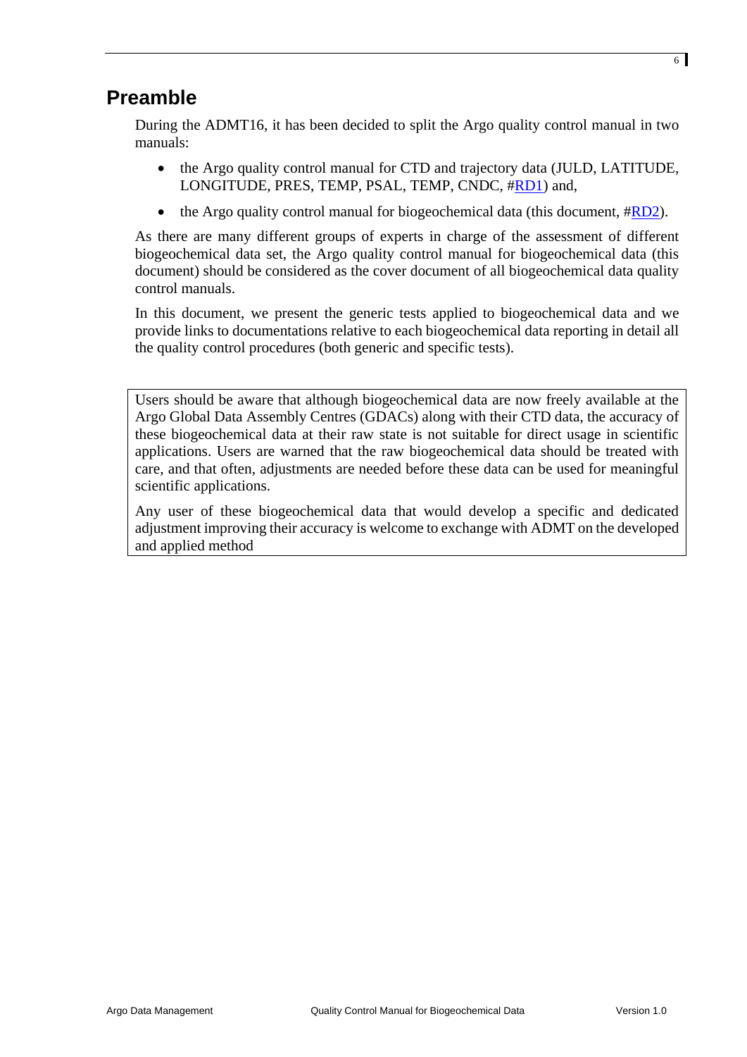# Preamble

During the ADMT16, it has been decided to split the Argo quality control manual in two manuals:

- the Argo quality control manual for CTD and trajectory data (JULD, LATITUDE, LONGITUDE, PRES, TEMP, PSAL, TEMP, CNDC, #RD1) and,
- the Argo quality control manual for biogeochemical data (this document, #RD2).

As there are many different groups of experts in charge of the assessment of different biogeochemical data set, the Argo quality control manual for biogeochemical data (this document) should be considered as the cover document of all biogeochemical data quality control manuals.

In this document, we present the generic tests applied to biogeochemical data and we provide links to documentations relative to each biogeochemical data reporting in detail all the quality control procedures (both generic and specific tests).

> Users should be aware that although biogeochemical data are now freely available at the Argo Global Data Assembly Centres (GDACs) along with their CTD data, the accuracy of these biogeochemical data at their raw state is not suitable for direct usage in scientific applications. Users are warned that the raw biogeochemical data should be treated with care, and that often, adjustments are needed before these data can be used for meaningful scientific applications.
>
> Any user of these biogeochemical data that would develop a specific and dedicated adjustment improving their accuracy is welcome to exchange with ADMT on the developed and applied method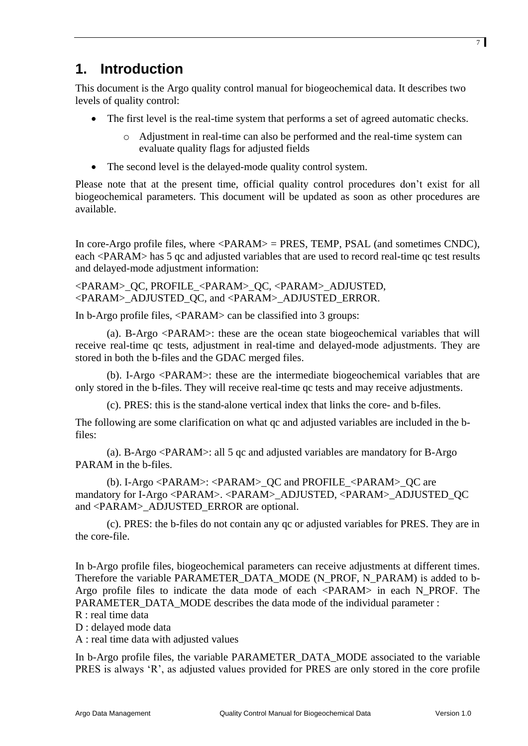# 1. Introduction

This document is the Argo quality control manual for biogeochemical data. It describes two levels of quality control:

- The first level is the real-time system that performs a set of agreed automatic checks.
  - Adjustment in real-time can also be performed and the real-time system can evaluate quality flags for adjusted fields
- The second level is the delayed-mode quality control system.

Please note that at the present time, official quality control procedures don't exist for all biogeochemical parameters. This document will be updated as soon as other procedures are available.

In core-Argo profile files, where <PARAM> = PRES, TEMP, PSAL (and sometimes CNDC), each <PARAM> has 5 qc and adjusted variables that are used to record real-time qc test results and delayed-mode adjustment information:

<PARAM>_QC, PROFILE_<PARAM>_QC, <PARAM>_ADJUSTED, <PARAM>_ADJUSTED_QC, and <PARAM>_ADJUSTED_ERROR.

In b-Argo profile files, <PARAM> can be classified into 3 groups:

(a). B-Argo <PARAM>: these are the ocean state biogeochemical variables that will receive real-time qc tests, adjustment in real-time and delayed-mode adjustments. They are stored in both the b-files and the GDAC merged files.

(b). I-Argo <PARAM>: these are the intermediate biogeochemical variables that are only stored in the b-files. They will receive real-time qc tests and may receive adjustments.

(c). PRES: this is the stand-alone vertical index that links the core- and b-files.

The following are some clarification on what qc and adjusted variables are included in the b-files:

(a). B-Argo <PARAM>: all 5 qc and adjusted variables are mandatory for B-Argo PARAM in the b-files.

(b). I-Argo <PARAM>: <PARAM>_QC and PROFILE_<PARAM>_QC are mandatory for I-Argo <PARAM>. <PARAM>_ADJUSTED, <PARAM>_ADJUSTED_QC and <PARAM>_ADJUSTED_ERROR are optional.

(c). PRES: the b-files do not contain any qc or adjusted variables for PRES. They are in the core-file.

In b-Argo profile files, biogeochemical parameters can receive adjustments at different times. Therefore the variable PARAMETER_DATA_MODE (N_PROF, N_PARAM) is added to b-Argo profile files to indicate the data mode of each <PARAM> in each N_PROF. The PARAMETER_DATA_MODE describes the data mode of the individual parameter :

R : real time data  
D : delayed mode data  
A : real time data with adjusted values

In b-Argo profile files, the variable PARAMETER_DATA_MODE associated to the variable PRES is always 'R', as adjusted values provided for PRES are only stored in the core profile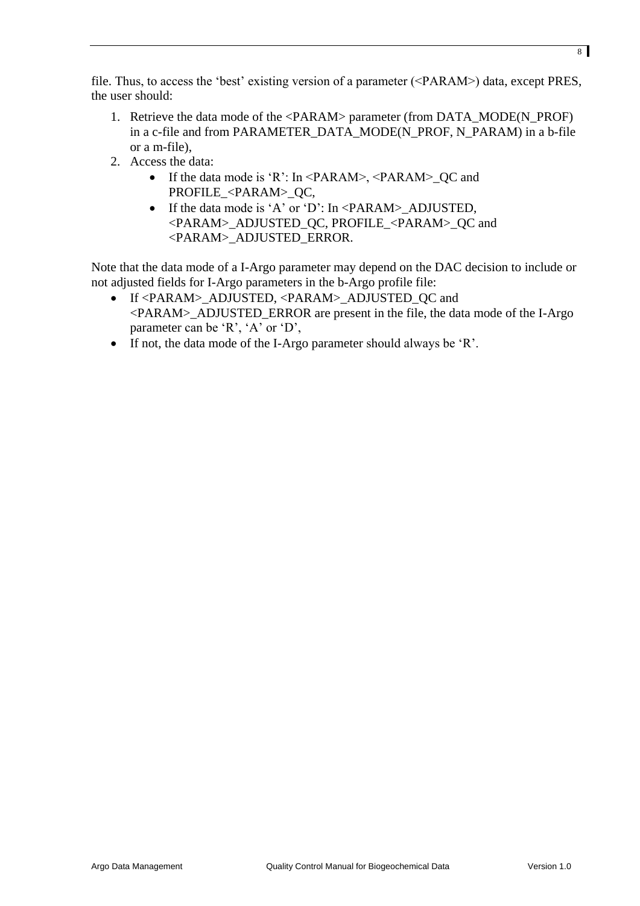file. Thus, to access the 'best' existing version of a parameter (<PARAM>) data, except PRES, the user should:

1. Retrieve the data mode of the <PARAM> parameter (from DATA_MODE(N_PROF) in a c-file and from PARAMETER_DATA_MODE(N_PROF, N_PARAM) in a b-file or a m-file),
2. Access the data:
   - If the data mode is 'R': In <PARAM>, <PARAM>_QC and PROFILE_<PARAM>_QC,
   - If the data mode is 'A' or 'D': In <PARAM>_ADJUSTED, <PARAM>_ADJUSTED_QC, PROFILE_<PARAM>_QC and <PARAM>_ADJUSTED_ERROR.

Note that the data mode of a I-Argo parameter may depend on the DAC decision to include or not adjusted fields for I-Argo parameters in the b-Argo profile file:

- If <PARAM>_ADJUSTED, <PARAM>_ADJUSTED_QC and <PARAM>_ADJUSTED_ERROR are present in the file, the data mode of the I-Argo parameter can be 'R', 'A' or 'D',
- If not, the data mode of the I-Argo parameter should always be 'R'.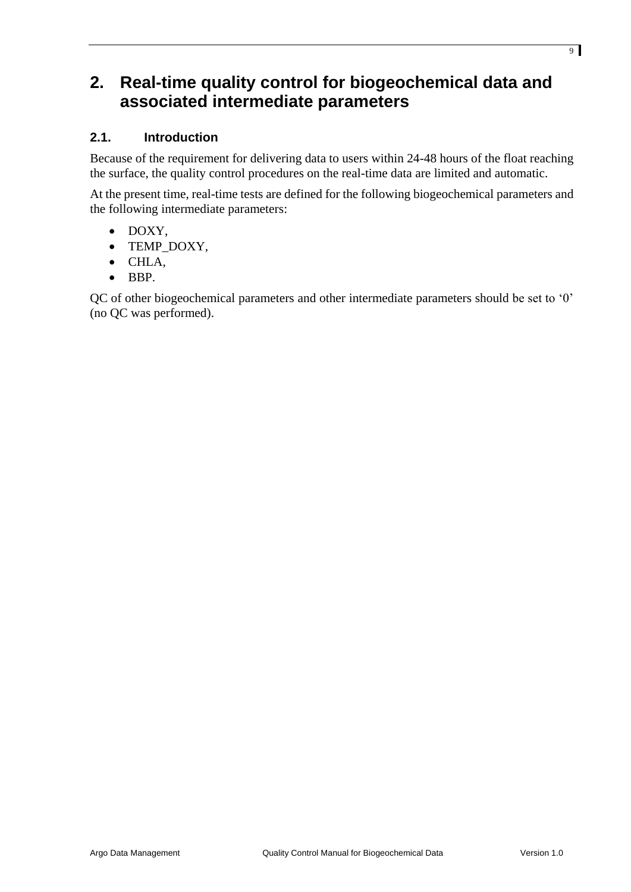# 2. Real-time quality control for biogeochemical data and associated intermediate parameters

## 2.1. Introduction

Because of the requirement for delivering data to users within 24-48 hours of the float reaching the surface, the quality control procedures on the real-time data are limited and automatic.

At the present time, real-time tests are defined for the following biogeochemical parameters and the following intermediate parameters:

- DOXY,
- TEMP_DOXY,
- CHLA,
- BBP.

QC of other biogeochemical parameters and other intermediate parameters should be set to '0' (no QC was performed).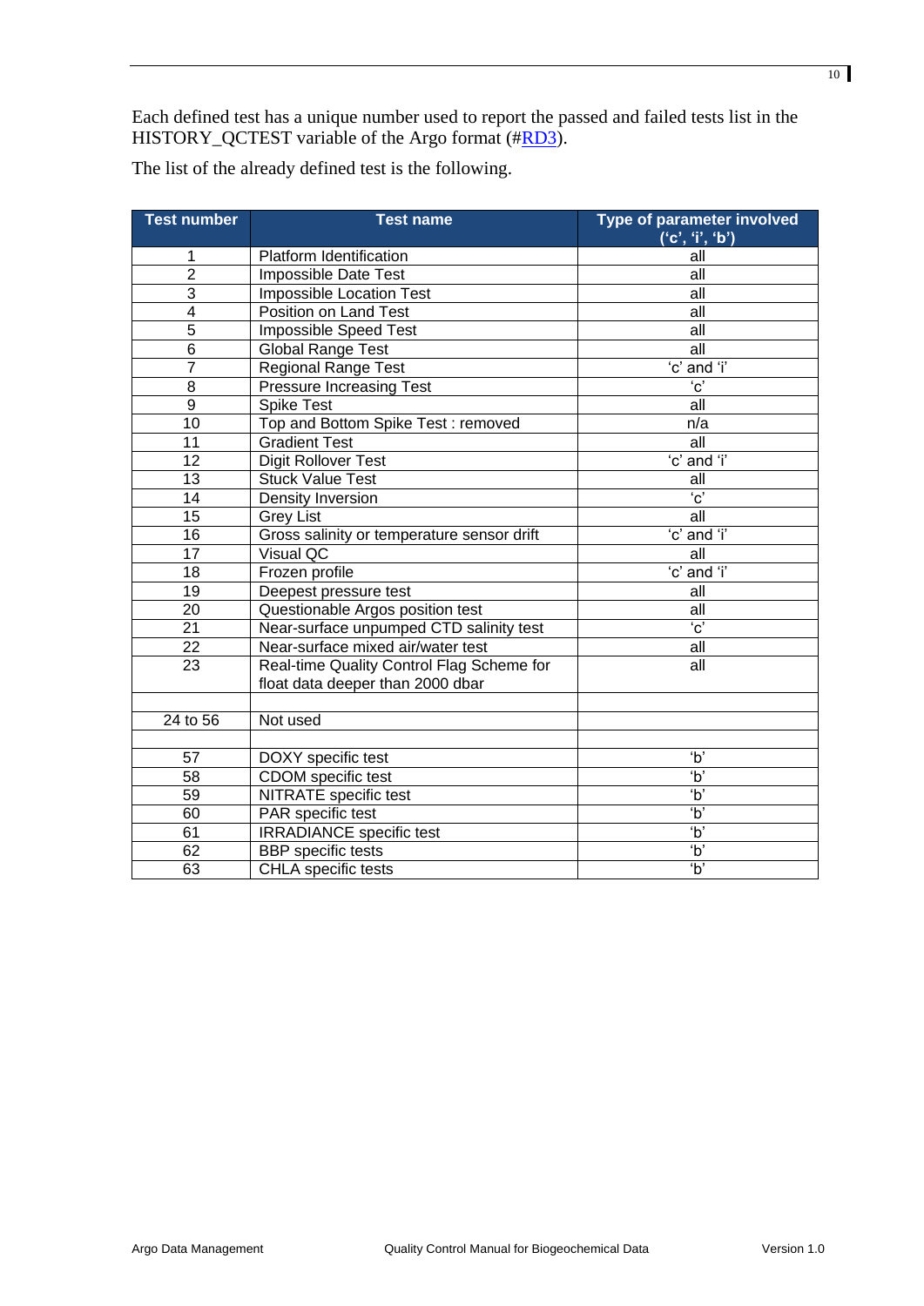Each defined test has a unique number used to report the passed and failed tests list in the HISTORY_QCTEST variable of the Argo format (#RD3).

The list of the already defined test is the following.

| Test number | Test name | Type of parameter involved ('c', 'i', 'b') |
|---|---|---|
| 1 | Platform Identification | all |
| 2 | Impossible Date Test | all |
| 3 | Impossible Location Test | all |
| 4 | Position on Land Test | all |
| 5 | Impossible Speed Test | all |
| 6 | Global Range Test | all |
| 7 | Regional Range Test | 'c' and 'i' |
| 8 | Pressure Increasing Test | 'c' |
| 9 | Spike Test | all |
| 10 | Top and Bottom Spike Test : removed | n/a |
| 11 | Gradient Test | all |
| 12 | Digit Rollover Test | 'c' and 'i' |
| 13 | Stuck Value Test | all |
| 14 | Density Inversion | 'c' |
| 15 | Grey List | all |
| 16 | Gross salinity or temperature sensor drift | 'c' and 'i' |
| 17 | Visual QC | all |
| 18 | Frozen profile | 'c' and 'i' |
| 19 | Deepest pressure test | all |
| 20 | Questionable Argos position test | all |
| 21 | Near-surface unpumped CTD salinity test | 'c' |
| 22 | Near-surface mixed air/water test | all |
| 23 | Real-time Quality Control Flag Scheme for float data deeper than 2000 dbar | all |
| | | |
| 24 to 56 | Not used | |
| | | |
| 57 | DOXY specific test | 'b' |
| 58 | CDOM specific test | 'b' |
| 59 | NITRATE specific test | 'b' |
| 60 | PAR specific test | 'b' |
| 61 | IRRADIANCE specific test | 'b' |
| 62 | BBP specific tests | 'b' |
| 63 | CHLA specific tests | 'b' |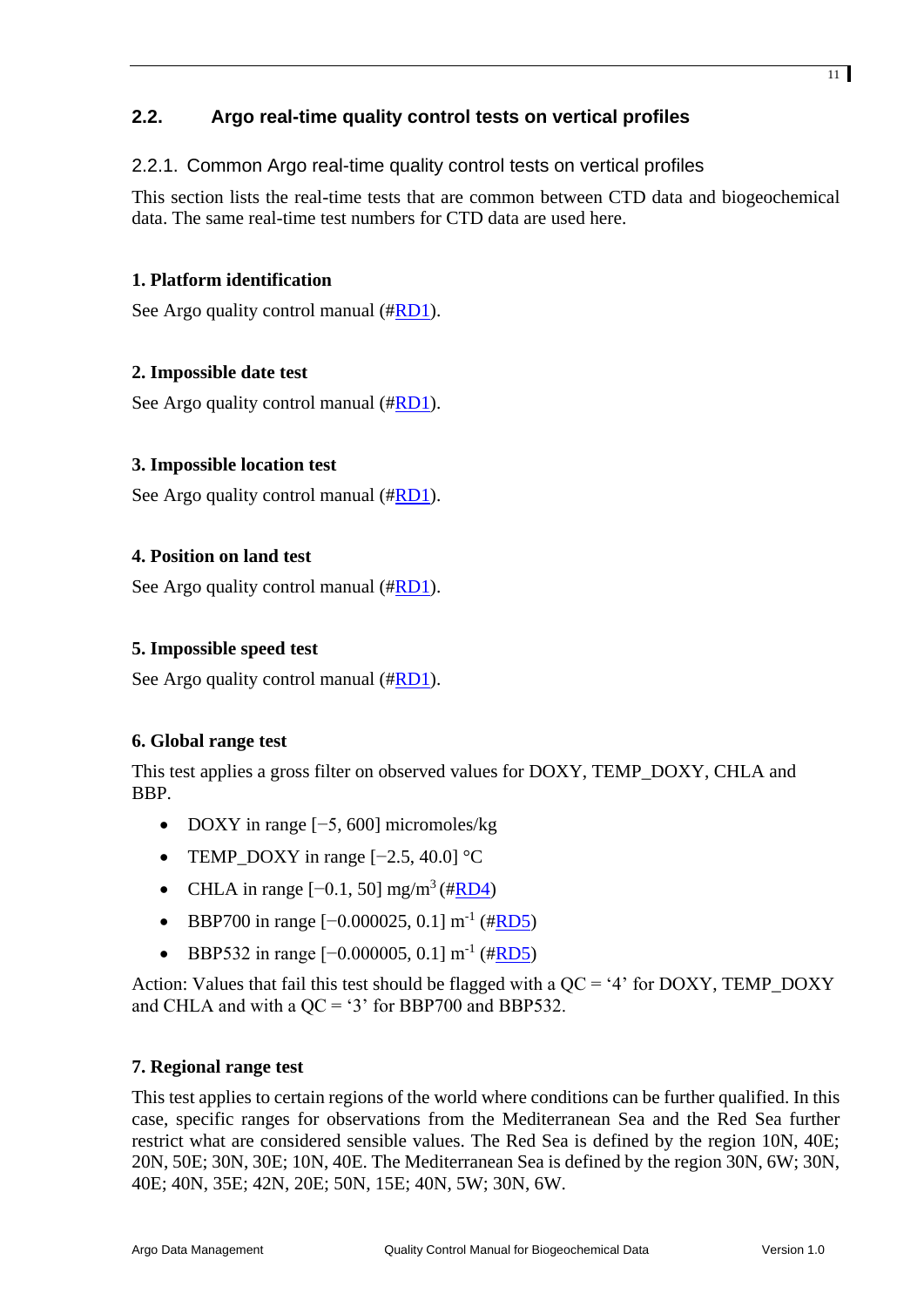## 2.2. Argo real-time quality control tests on vertical profiles

### 2.2.1. Common Argo real-time quality control tests on vertical profiles

This section lists the real-time tests that are common between CTD data and biogeochemical data. The same real-time test numbers for CTD data are used here.

**1. Platform identification**

See Argo quality control manual (#RD1).

**2. Impossible date test**

See Argo quality control manual (#RD1).

**3. Impossible location test**

See Argo quality control manual (#RD1).

**4. Position on land test**

See Argo quality control manual (#RD1).

**5. Impossible speed test**

See Argo quality control manual (#RD1).

**6. Global range test**

This test applies a gross filter on observed values for DOXY, TEMP_DOXY, CHLA and BBP.

- DOXY in range [−5, 600] micromoles/kg
- TEMP_DOXY in range [−2.5, 40.0] °C
- CHLA in range [−0.1, 50] mg/m$^3$ (#RD4)
- BBP700 in range [−0.000025, 0.1] m$^{-1}$ (#RD5)
- BBP532 in range [−0.000005, 0.1] m$^{-1}$ (#RD5)

Action: Values that fail this test should be flagged with a QC = '4' for DOXY, TEMP_DOXY and CHLA and with a QC = '3' for BBP700 and BBP532.

**7. Regional range test**

This test applies to certain regions of the world where conditions can be further qualified. In this case, specific ranges for observations from the Mediterranean Sea and the Red Sea further restrict what are considered sensible values. The Red Sea is defined by the region 10N, 40E; 20N, 50E; 30N, 30E; 10N, 40E. The Mediterranean Sea is defined by the region 30N, 6W; 30N, 40E; 40N, 35E; 42N, 20E; 50N, 15E; 40N, 5W; 30N, 6W.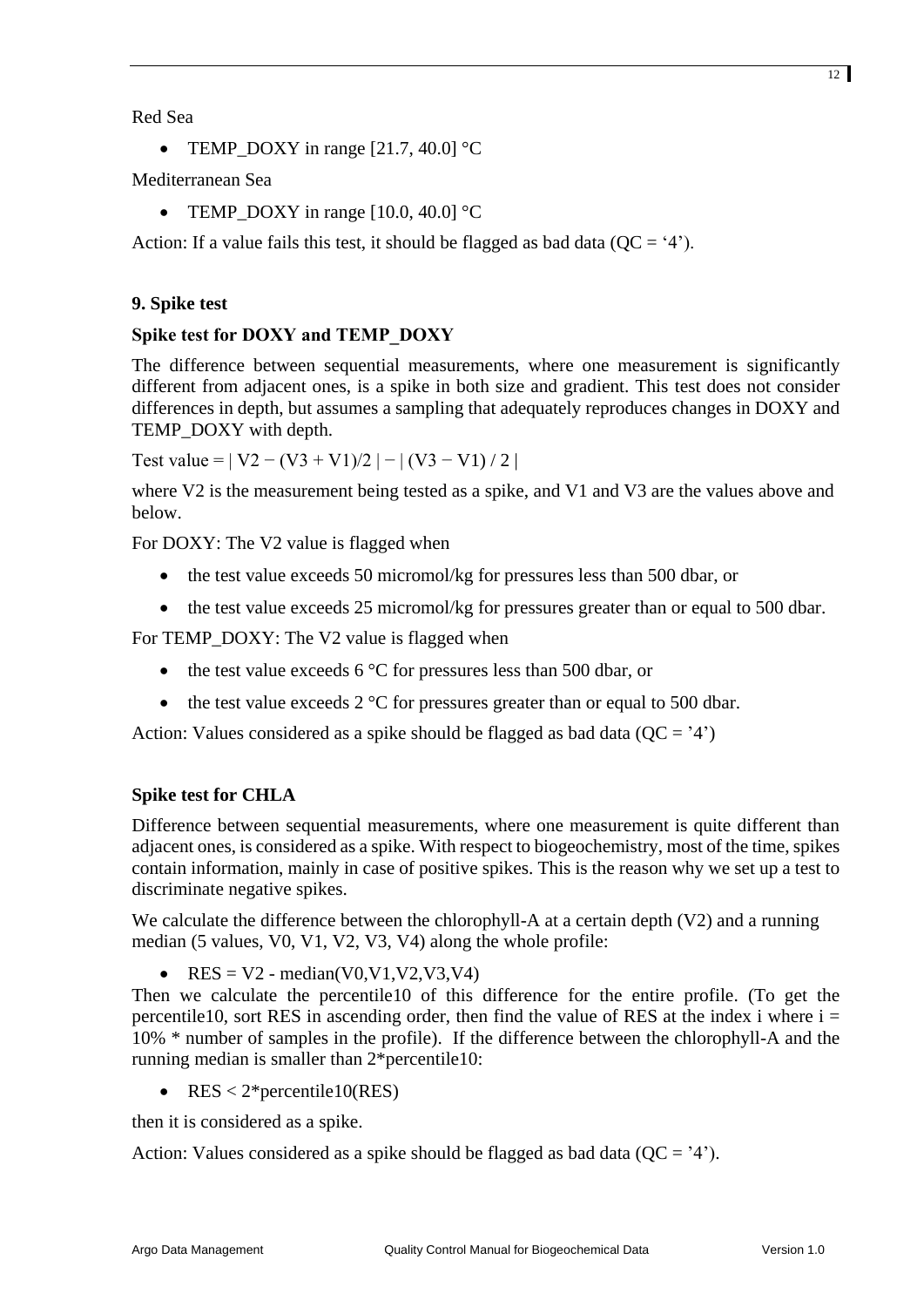Red Sea

- TEMP_DOXY in range [21.7, 40.0] °C

Mediterranean Sea

- TEMP_DOXY in range [10.0, 40.0] °C

Action: If a value fails this test, it should be flagged as bad data (QC = '4').

### 9. Spike test

#### Spike test for DOXY and TEMP_DOXY

The difference between sequential measurements, where one measurement is significantly different from adjacent ones, is a spike in both size and gradient. This test does not consider differences in depth, but assumes a sampling that adequately reproduces changes in DOXY and TEMP_DOXY with depth.

Test value = $| V2 - (V3 + V1)/2 | - | (V3 - V1) / 2 |$

where V2 is the measurement being tested as a spike, and V1 and V3 are the values above and below.

For DOXY: The V2 value is flagged when

- the test value exceeds 50 micromol/kg for pressures less than 500 dbar, or
- the test value exceeds 25 micromol/kg for pressures greater than or equal to 500 dbar.

For TEMP_DOXY: The V2 value is flagged when

- the test value exceeds 6 °C for pressures less than 500 dbar, or
- the test value exceeds 2 °C for pressures greater than or equal to 500 dbar.

Action: Values considered as a spike should be flagged as bad data (QC = '4')

#### Spike test for CHLA

Difference between sequential measurements, where one measurement is quite different than adjacent ones, is considered as a spike. With respect to biogeochemistry, most of the time, spikes contain information, mainly in case of positive spikes. This is the reason why we set up a test to discriminate negative spikes.

We calculate the difference between the chlorophyll-A at a certain depth (V2) and a running median (5 values, V0, V1, V2, V3, V4) along the whole profile:

- RES = V2 - median(V0,V1,V2,V3,V4)

Then we calculate the percentile10 of this difference for the entire profile. (To get the percentile10, sort RES in ascending order, then find the value of RES at the index i where i = 10% * number of samples in the profile). If the difference between the chlorophyll-A and the running median is smaller than 2*percentile10:

- RES < 2*percentile10(RES)

then it is considered as a spike.

Action: Values considered as a spike should be flagged as bad data (QC = '4').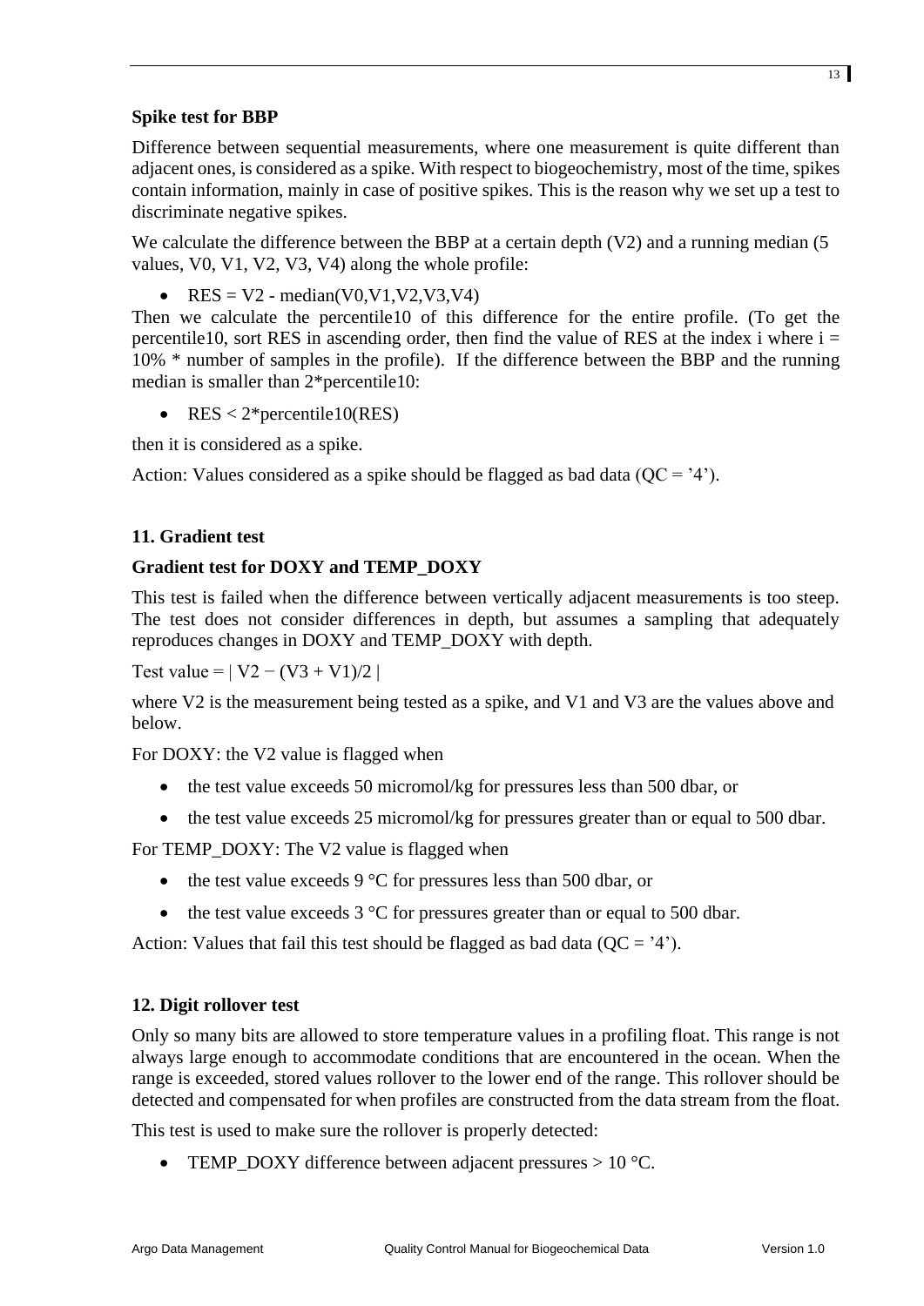### Spike test for BBP

Difference between sequential measurements, where one measurement is quite different than adjacent ones, is considered as a spike. With respect to biogeochemistry, most of the time, spikes contain information, mainly in case of positive spikes. This is the reason why we set up a test to discriminate negative spikes.

We calculate the difference between the BBP at a certain depth (V2) and a running median (5 values, V0, V1, V2, V3, V4) along the whole profile:

- RES = V2 - median(V0,V1,V2,V3,V4)

Then we calculate the percentile10 of this difference for the entire profile. (To get the percentile10, sort RES in ascending order, then find the value of RES at the index i where i = 10% * number of samples in the profile). If the difference between the BBP and the running median is smaller than 2*percentile10:

- RES < 2*percentile10(RES)

then it is considered as a spike.

Action: Values considered as a spike should be flagged as bad data (QC = '4').

## 11. Gradient test

### Gradient test for DOXY and TEMP_DOXY

This test is failed when the difference between vertically adjacent measurements is too steep. The test does not consider differences in depth, but assumes a sampling that adequately reproduces changes in DOXY and TEMP_DOXY with depth.

Test value = | V2 − (V3 + V1)/2 |

where V2 is the measurement being tested as a spike, and V1 and V3 are the values above and below.

For DOXY: the V2 value is flagged when

- the test value exceeds 50 micromol/kg for pressures less than 500 dbar, or
- the test value exceeds 25 micromol/kg for pressures greater than or equal to 500 dbar.

For TEMP_DOXY: The V2 value is flagged when

- the test value exceeds 9 °C for pressures less than 500 dbar, or
- the test value exceeds 3 °C for pressures greater than or equal to 500 dbar.

Action: Values that fail this test should be flagged as bad data (QC = '4').

## 12. Digit rollover test

Only so many bits are allowed to store temperature values in a profiling float. This range is not always large enough to accommodate conditions that are encountered in the ocean. When the range is exceeded, stored values rollover to the lower end of the range. This rollover should be detected and compensated for when profiles are constructed from the data stream from the float.

This test is used to make sure the rollover is properly detected:

- TEMP_DOXY difference between adjacent pressures > 10 °C.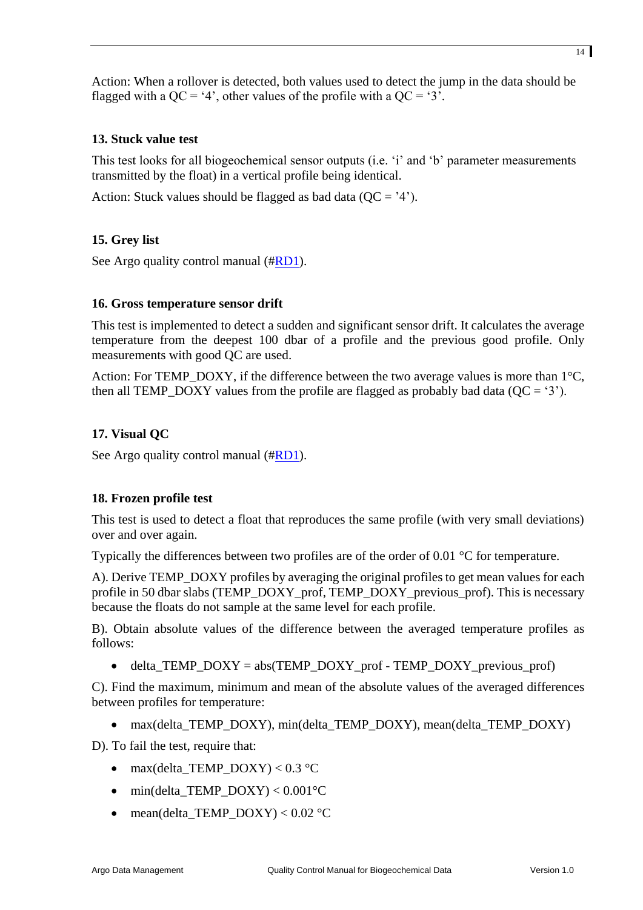Action: When a rollover is detected, both values used to detect the jump in the data should be flagged with a QC = '4', other values of the profile with a QC = '3'.

### 13. Stuck value test

This test looks for all biogeochemical sensor outputs (i.e. 'i' and 'b' parameter measurements transmitted by the float) in a vertical profile being identical.

Action: Stuck values should be flagged as bad data (QC = '4').

### 15. Grey list

See Argo quality control manual (#RD1).

### 16. Gross temperature sensor drift

This test is implemented to detect a sudden and significant sensor drift. It calculates the average temperature from the deepest 100 dbar of a profile and the previous good profile. Only measurements with good QC are used.

Action: For TEMP_DOXY, if the difference between the two average values is more than 1°C, then all TEMP_DOXY values from the profile are flagged as probably bad data (QC = '3').

### 17. Visual QC

See Argo quality control manual (#RD1).

### 18. Frozen profile test

This test is used to detect a float that reproduces the same profile (with very small deviations) over and over again.

Typically the differences between two profiles are of the order of 0.01 °C for temperature.

A). Derive TEMP_DOXY profiles by averaging the original profiles to get mean values for each profile in 50 dbar slabs (TEMP_DOXY_prof, TEMP_DOXY_previous_prof). This is necessary because the floats do not sample at the same level for each profile.

B). Obtain absolute values of the difference between the averaged temperature profiles as follows:

- delta_TEMP_DOXY = abs(TEMP_DOXY_prof - TEMP_DOXY_previous_prof)

C). Find the maximum, minimum and mean of the absolute values of the averaged differences between profiles for temperature:

- max(delta_TEMP_DOXY), min(delta_TEMP_DOXY), mean(delta_TEMP_DOXY)

D). To fail the test, require that:

- max(delta_TEMP_DOXY) < 0.3 °C
- min(delta_TEMP_DOXY) < 0.001°C
- mean(delta_TEMP_DOXY) < 0.02 °C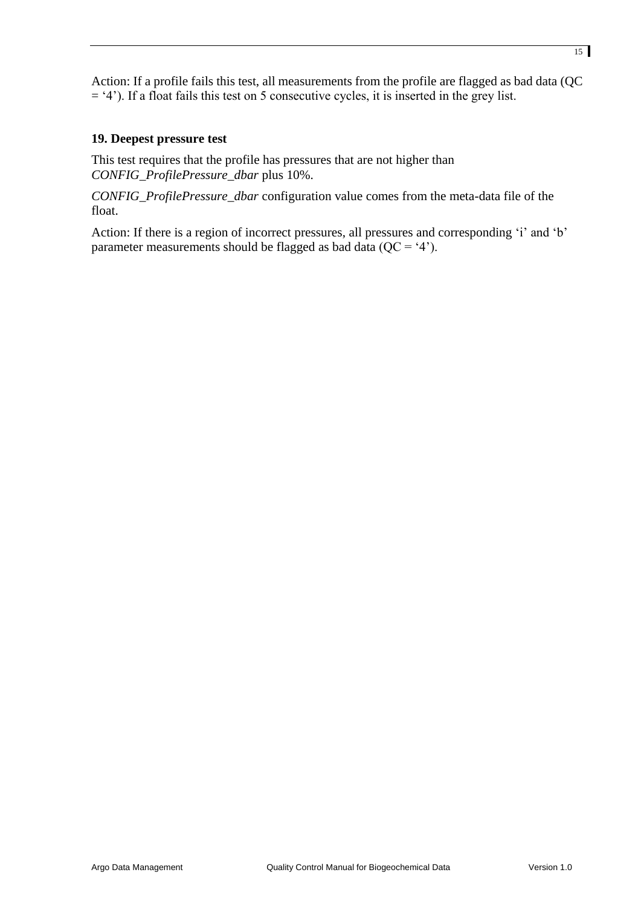Action: If a profile fails this test, all measurements from the profile are flagged as bad data (QC = ‘4’). If a float fails this test on 5 consecutive cycles, it is inserted in the grey list.

**19. Deepest pressure test**

This test requires that the profile has pressures that are not higher than *CONFIG_ProfilePressure_dbar* plus 10%.

*CONFIG_ProfilePressure_dbar* configuration value comes from the meta-data file of the float.

Action: If there is a region of incorrect pressures, all pressures and corresponding ‘i’ and ‘b’ parameter measurements should be flagged as bad data (QC = ‘4’).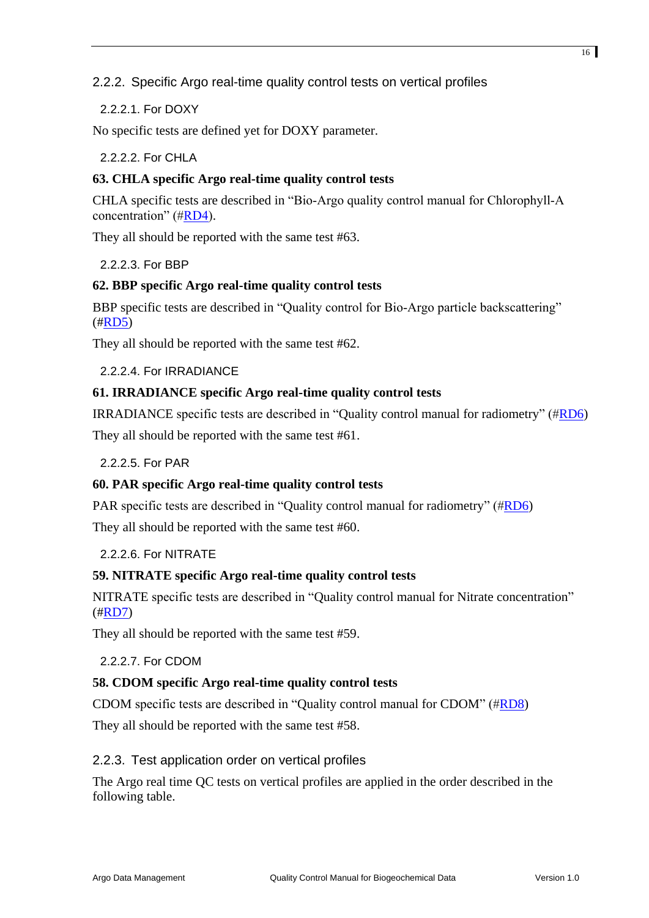### 2.2.2. Specific Argo real-time quality control tests on vertical profiles

#### 2.2.2.1. For DOXY

No specific tests are defined yet for DOXY parameter.

#### 2.2.2.2. For CHLA

**63. CHLA specific Argo real-time quality control tests**

CHLA specific tests are described in "Bio-Argo quality control manual for Chlorophyll-A concentration" (#RD4).

They all should be reported with the same test #63.

#### 2.2.2.3. For BBP

**62. BBP specific Argo real-time quality control tests**

BBP specific tests are described in "Quality control for Bio-Argo particle backscattering" (#RD5)

They all should be reported with the same test #62.

#### 2.2.2.4. For IRRADIANCE

**61. IRRADIANCE specific Argo real-time quality control tests**

IRRADIANCE specific tests are described in "Quality control manual for radiometry" (#RD6)

They all should be reported with the same test #61.

#### 2.2.2.5. For PAR

**60. PAR specific Argo real-time quality control tests**

PAR specific tests are described in "Quality control manual for radiometry" (#RD6)

They all should be reported with the same test #60.

#### 2.2.2.6. For NITRATE

**59. NITRATE specific Argo real-time quality control tests**

NITRATE specific tests are described in "Quality control manual for Nitrate concentration" (#RD7)

They all should be reported with the same test #59.

#### 2.2.2.7. For CDOM

**58. CDOM specific Argo real-time quality control tests**

CDOM specific tests are described in "Quality control manual for CDOM" (#RD8)

They all should be reported with the same test #58.

### 2.2.3. Test application order on vertical profiles

The Argo real time QC tests on vertical profiles are applied in the order described in the following table.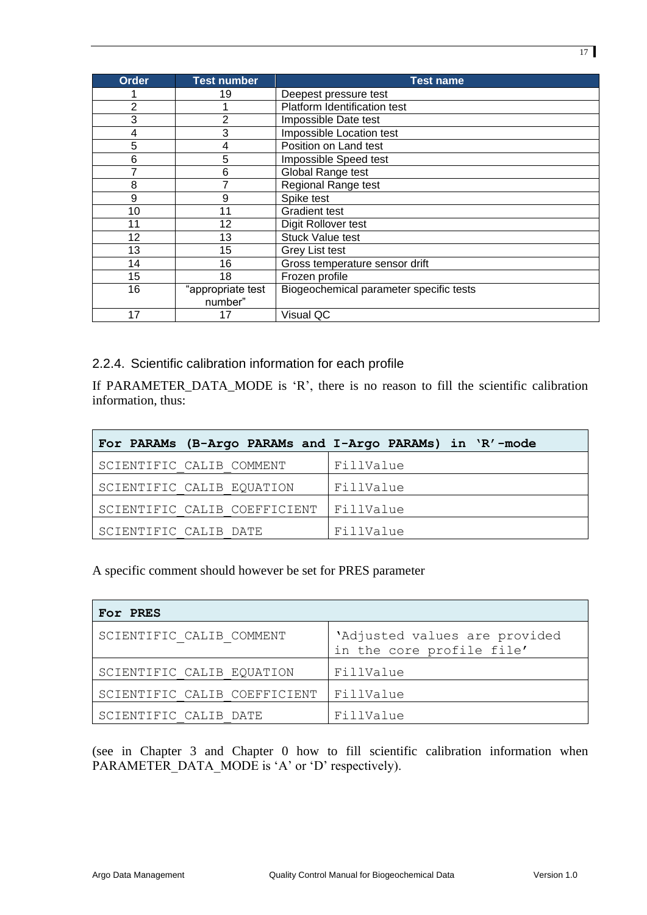| Order | Test number | Test name |
|---|---|---|
| 1 | 19 | Deepest pressure test |
| 2 | 1 | Platform Identification test |
| 3 | 2 | Impossible Date test |
| 4 | 3 | Impossible Location test |
| 5 | 4 | Position on Land test |
| 6 | 5 | Impossible Speed test |
| 7 | 6 | Global Range test |
| 8 | 7 | Regional Range test |
| 9 | 9 | Spike test |
| 10 | 11 | Gradient test |
| 11 | 12 | Digit Rollover test |
| 12 | 13 | Stuck Value test |
| 13 | 15 | Grey List test |
| 14 | 16 | Gross temperature sensor drift |
| 15 | 18 | Frozen profile |
| 16 | "appropriate test number" | Biogeochemical parameter specific tests |
| 17 | 17 | Visual QC |

### 2.2.4. Scientific calibration information for each profile

If PARAMETER_DATA_MODE is 'R', there is no reason to fill the scientific calibration information, thus:

| **For PARAMs (B-Argo PARAMs and I-Argo PARAMs) in 'R'-mode** | |
|---|---|
| SCIENTIFIC_CALIB_COMMENT | FillValue |
| SCIENTIFIC_CALIB_EQUATION | FillValue |
| SCIENTIFIC_CALIB_COEFFICIENT | FillValue |
| SCIENTIFIC_CALIB_DATE | FillValue |

A specific comment should however be set for PRES parameter

| **For PRES** | |
|---|---|
| SCIENTIFIC_CALIB_COMMENT | 'Adjusted values are provided in the core profile file' |
| SCIENTIFIC_CALIB_EQUATION | FillValue |
| SCIENTIFIC_CALIB_COEFFICIENT | FillValue |
| SCIENTIFIC_CALIB_DATE | FillValue |

(see in Chapter 3 and Chapter 0 how to fill scientific calibration information when PARAMETER_DATA_MODE is 'A' or 'D' respectively).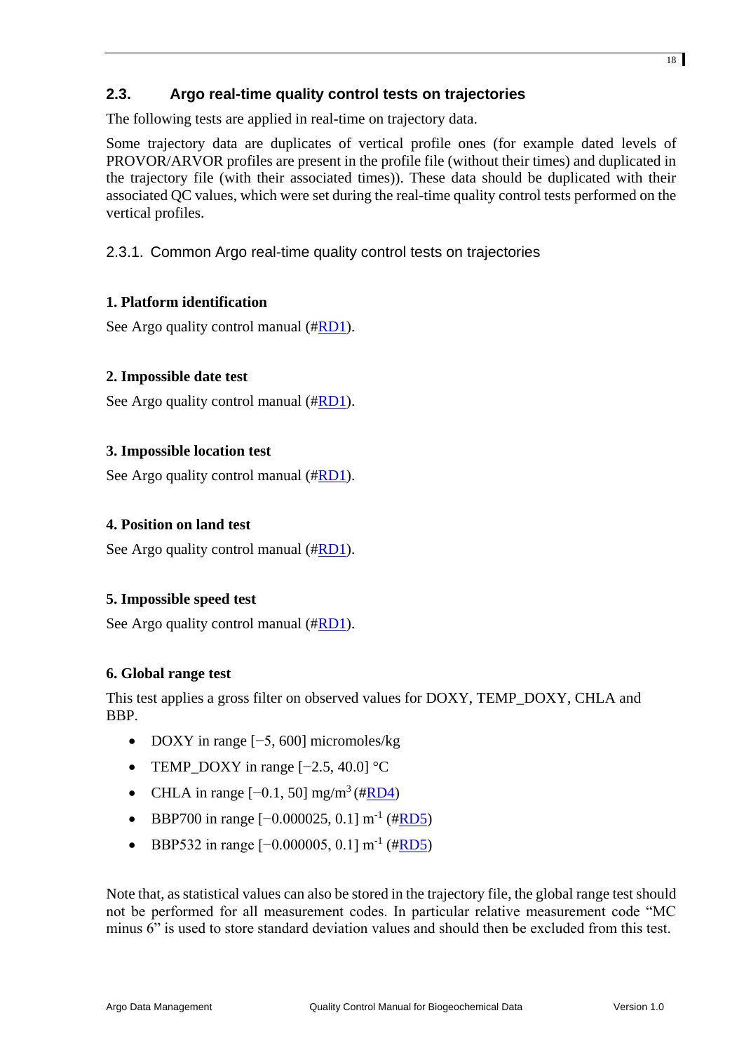## 2.3. Argo real-time quality control tests on trajectories

The following tests are applied in real-time on trajectory data.

Some trajectory data are duplicates of vertical profile ones (for example dated levels of PROVOR/ARVOR profiles are present in the profile file (without their times) and duplicated in the trajectory file (with their associated times)). These data should be duplicated with their associated QC values, which were set during the real-time quality control tests performed on the vertical profiles.

### 2.3.1. Common Argo real-time quality control tests on trajectories

**1. Platform identification**

See Argo quality control manual (#RD1).

**2. Impossible date test**

See Argo quality control manual (#RD1).

**3. Impossible location test**

See Argo quality control manual (#RD1).

**4. Position on land test**

See Argo quality control manual (#RD1).

**5. Impossible speed test**

See Argo quality control manual (#RD1).

**6. Global range test**

This test applies a gross filter on observed values for DOXY, TEMP_DOXY, CHLA and BBP.

- DOXY in range [−5, 600] micromoles/kg
- TEMP_DOXY in range [−2.5, 40.0] °C
- CHLA in range [−0.1, 50] mg/m$^3$ (#RD4)
- BBP700 in range [−0.000025, 0.1] m$^{-1}$ (#RD5)
- BBP532 in range [−0.000005, 0.1] m$^{-1}$ (#RD5)

Note that, as statistical values can also be stored in the trajectory file, the global range test should not be performed for all measurement codes. In particular relative measurement code "MC minus 6" is used to store standard deviation values and should then be excluded from this test.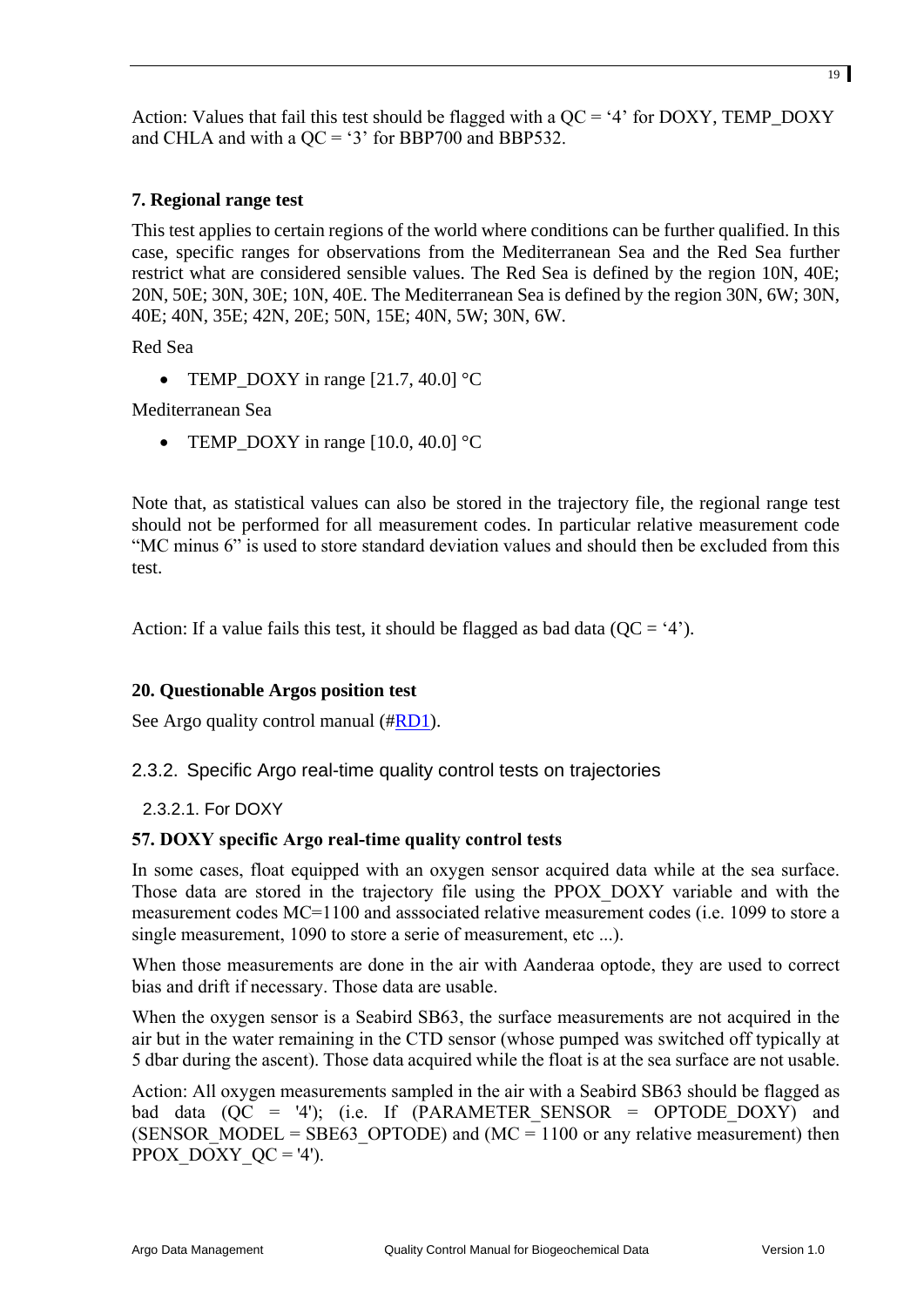Action: Values that fail this test should be flagged with a QC = '4' for DOXY, TEMP_DOXY and CHLA and with a QC = '3' for BBP700 and BBP532.

**7. Regional range test**

This test applies to certain regions of the world where conditions can be further qualified. In this case, specific ranges for observations from the Mediterranean Sea and the Red Sea further restrict what are considered sensible values. The Red Sea is defined by the region 10N, 40E; 20N, 50E; 30N, 30E; 10N, 40E. The Mediterranean Sea is defined by the region 30N, 6W; 30N, 40E; 40N, 35E; 42N, 20E; 50N, 15E; 40N, 5W; 30N, 6W.

Red Sea

- TEMP_DOXY in range [21.7, 40.0] °C

Mediterranean Sea

- TEMP_DOXY in range [10.0, 40.0] °C

Note that, as statistical values can also be stored in the trajectory file, the regional range test should not be performed for all measurement codes. In particular relative measurement code "MC minus 6" is used to store standard deviation values and should then be excluded from this test.

Action: If a value fails this test, it should be flagged as bad data (QC = '4').

**20. Questionable Argos position test**

See Argo quality control manual (#RD1).

### 2.3.2. Specific Argo real-time quality control tests on trajectories

#### 2.3.2.1. For DOXY

**57. DOXY specific Argo real-time quality control tests**

In some cases, float equipped with an oxygen sensor acquired data while at the sea surface. Those data are stored in the trajectory file using the PPOX_DOXY variable and with the measurement codes MC=1100 and asssociated relative measurement codes (i.e. 1099 to store a single measurement, 1090 to store a serie of measurement, etc ...).

When those measurements are done in the air with Aanderaa optode, they are used to correct bias and drift if necessary. Those data are usable.

When the oxygen sensor is a Seabird SB63, the surface measurements are not acquired in the air but in the water remaining in the CTD sensor (whose pumped was switched off typically at 5 dbar during the ascent). Those data acquired while the float is at the sea surface are not usable.

Action: All oxygen measurements sampled in the air with a Seabird SB63 should be flagged as bad data (QC = '4'); (i.e. If (PARAMETER_SENSOR = OPTODE_DOXY) and (SENSOR_MODEL = SBE63_OPTODE) and (MC = 1100 or any relative measurement) then PPOX_DOXY_QC = '4').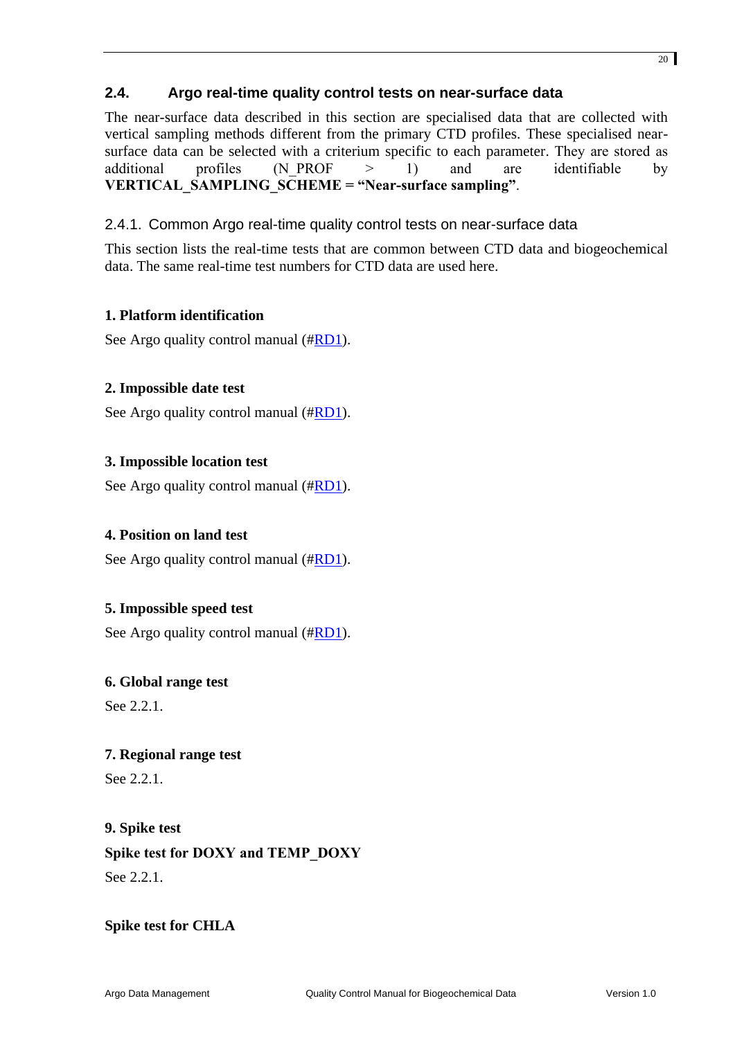## 2.4. Argo real-time quality control tests on near-surface data

The near-surface data described in this section are specialised data that are collected with vertical sampling methods different from the primary CTD profiles. These specialised near-surface data can be selected with a criterium specific to each parameter. They are stored as additional profiles (N_PROF > 1) and are identifiable by **VERTICAL_SAMPLING_SCHEME = "Near-surface sampling"**.

### 2.4.1. Common Argo real-time quality control tests on near-surface data

This section lists the real-time tests that are common between CTD data and biogeochemical data. The same real-time test numbers for CTD data are used here.

**1. Platform identification**

See Argo quality control manual (#RD1).

**2. Impossible date test**

See Argo quality control manual (#RD1).

**3. Impossible location test**

See Argo quality control manual (#RD1).

**4. Position on land test**

See Argo quality control manual (#RD1).

**5. Impossible speed test**

See Argo quality control manual (#RD1).

**6. Global range test**

See 2.2.1.

**7. Regional range test**

See 2.2.1.

**9. Spike test**

**Spike test for DOXY and TEMP_DOXY**

See 2.2.1.

**Spike test for CHLA**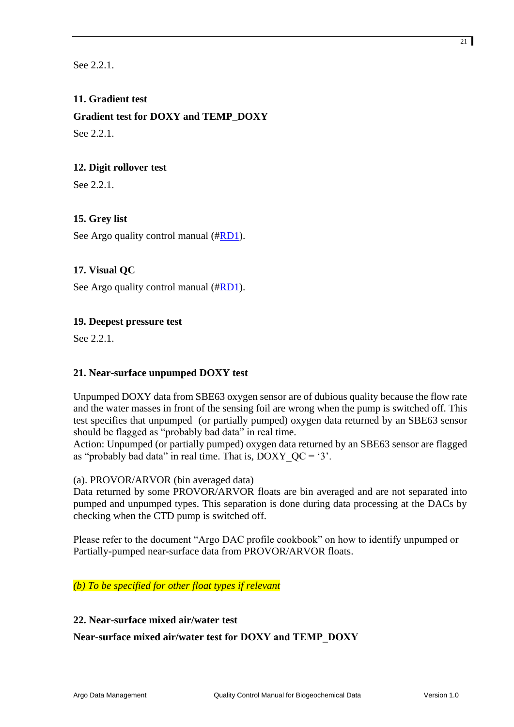See 2.2.1.

**11. Gradient test**

**Gradient test for DOXY and TEMP_DOXY**

See 2.2.1.

**12. Digit rollover test**

See 2.2.1.

**15. Grey list**

See Argo quality control manual (#RD1).

**17. Visual QC**

See Argo quality control manual (#RD1).

**19. Deepest pressure test**

See 2.2.1.

**21. Near-surface unpumped DOXY test**

Unpumped DOXY data from SBE63 oxygen sensor are of dubious quality because the flow rate and the water masses in front of the sensing foil are wrong when the pump is switched off. This test specifies that unpumped (or partially pumped) oxygen data returned by an SBE63 sensor should be flagged as "probably bad data" in real time.
Action: Unpumped (or partially pumped) oxygen data returned by an SBE63 sensor are flagged as "probably bad data" in real time. That is, DOXY_QC = '3'.

(a). PROVOR/ARVOR (bin averaged data)
Data returned by some PROVOR/ARVOR floats are bin averaged and are not separated into pumped and unpumped types. This separation is done during data processing at the DACs by checking when the CTD pump is switched off.

Please refer to the document "Argo DAC profile cookbook" on how to identify unpumped or Partially-pumped near-surface data from PROVOR/ARVOR floats.

*(b) To be specified for other float types if relevant*

**22. Near-surface mixed air/water test**

**Near-surface mixed air/water test for DOXY and TEMP_DOXY**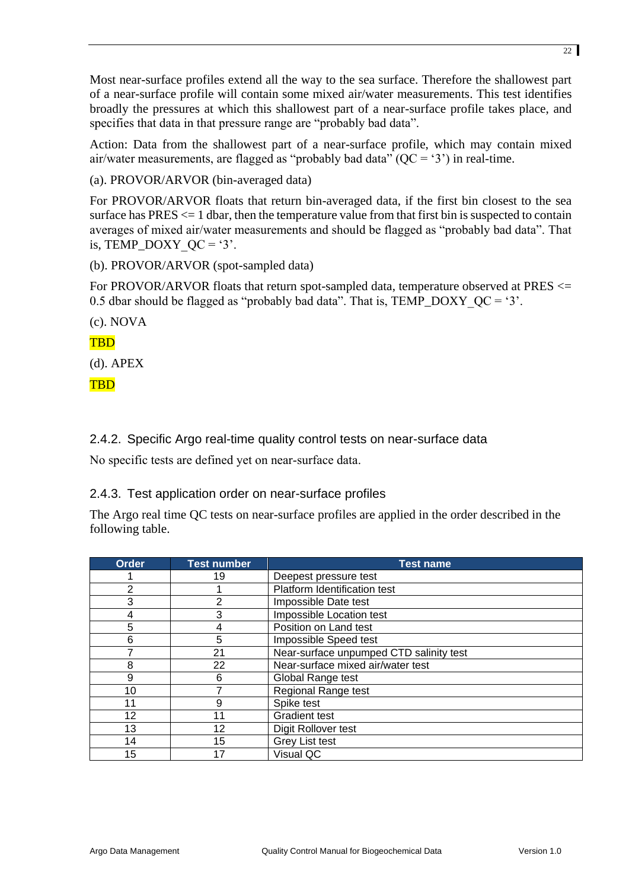Most near-surface profiles extend all the way to the sea surface. Therefore the shallowest part of a near-surface profile will contain some mixed air/water measurements. This test identifies broadly the pressures at which this shallowest part of a near-surface profile takes place, and specifies that data in that pressure range are "probably bad data".

Action: Data from the shallowest part of a near-surface profile, which may contain mixed air/water measurements, are flagged as "probably bad data" (QC = '3') in real-time.

(a). PROVOR/ARVOR (bin-averaged data)

For PROVOR/ARVOR floats that return bin-averaged data, if the first bin closest to the sea surface has PRES <= 1 dbar, then the temperature value from that first bin is suspected to contain averages of mixed air/water measurements and should be flagged as "probably bad data". That is, TEMP_DOXY_QC = '3'.

(b). PROVOR/ARVOR (spot-sampled data)

For PROVOR/ARVOR floats that return spot-sampled data, temperature observed at PRES <= 0.5 dbar should be flagged as "probably bad data". That is, TEMP_DOXY_QC = '3'.

(c). NOVA

TBD

(d). APEX

TBD

### 2.4.2. Specific Argo real-time quality control tests on near-surface data

No specific tests are defined yet on near-surface data.

### 2.4.3. Test application order on near-surface profiles

The Argo real time QC tests on near-surface profiles are applied in the order described in the following table.

| Order | Test number | Test name |
| --- | --- | --- |
| 1 | 19 | Deepest pressure test |
| 2 | 1 | Platform Identification test |
| 3 | 2 | Impossible Date test |
| 4 | 3 | Impossible Location test |
| 5 | 4 | Position on Land test |
| 6 | 5 | Impossible Speed test |
| 7 | 21 | Near-surface unpumped CTD salinity test |
| 8 | 22 | Near-surface mixed air/water test |
| 9 | 6 | Global Range test |
| 10 | 7 | Regional Range test |
| 11 | 9 | Spike test |
| 12 | 11 | Gradient test |
| 13 | 12 | Digit Rollover test |
| 14 | 15 | Grey List test |
| 15 | 17 | Visual QC |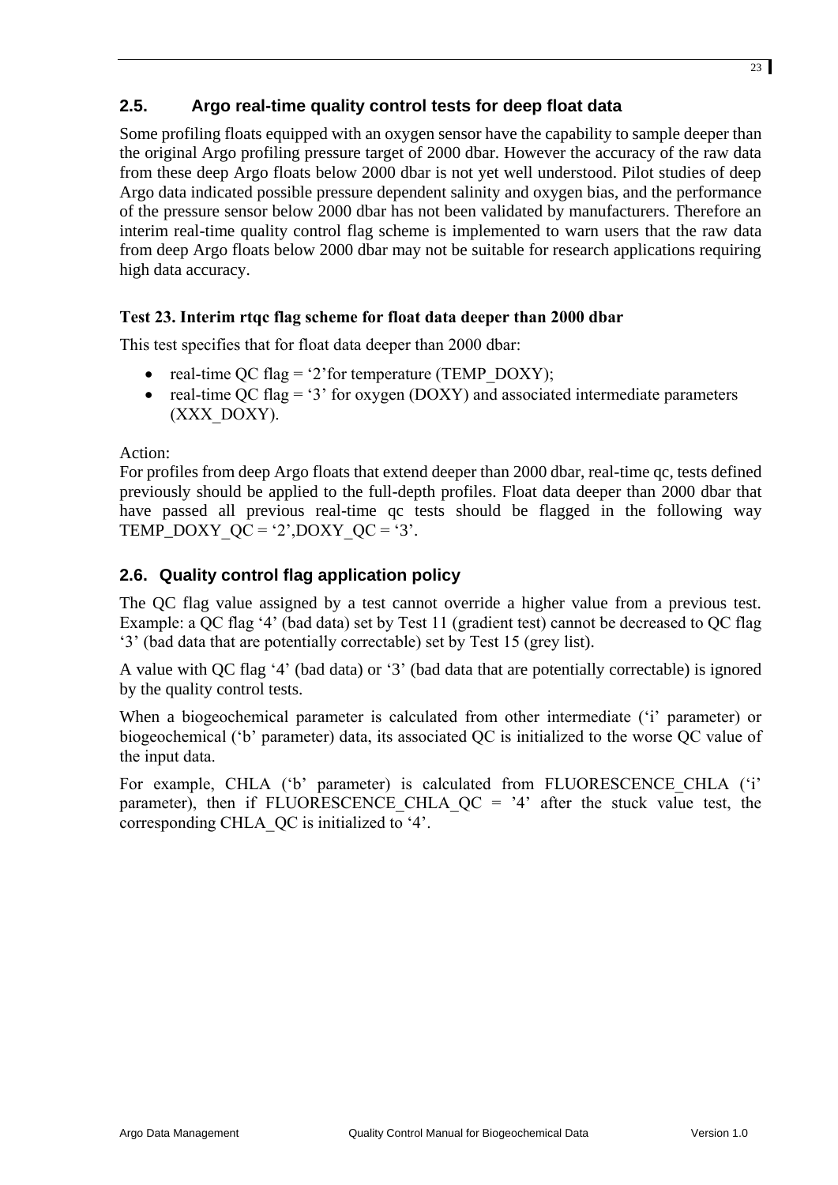## 2.5. Argo real-time quality control tests for deep float data

Some profiling floats equipped with an oxygen sensor have the capability to sample deeper than the original Argo profiling pressure target of 2000 dbar. However the accuracy of the raw data from these deep Argo floats below 2000 dbar is not yet well understood. Pilot studies of deep Argo data indicated possible pressure dependent salinity and oxygen bias, and the performance of the pressure sensor below 2000 dbar has not been validated by manufacturers. Therefore an interim real-time quality control flag scheme is implemented to warn users that the raw data from deep Argo floats below 2000 dbar may not be suitable for research applications requiring high data accuracy.

#### Test 23. Interim rtqc flag scheme for float data deeper than 2000 dbar

This test specifies that for float data deeper than 2000 dbar:

- real-time QC flag = '2'for temperature (TEMP_DOXY);
- real-time QC flag = '3' for oxygen (DOXY) and associated intermediate parameters (XXX_DOXY).

Action:
For profiles from deep Argo floats that extend deeper than 2000 dbar, real-time qc, tests defined previously should be applied to the full-depth profiles. Float data deeper than 2000 dbar that have passed all previous real-time qc tests should be flagged in the following way TEMP_DOXY_QC = '2',DOXY_QC = '3'.

## 2.6. Quality control flag application policy

The QC flag value assigned by a test cannot override a higher value from a previous test. Example: a QC flag '4' (bad data) set by Test 11 (gradient test) cannot be decreased to QC flag '3' (bad data that are potentially correctable) set by Test 15 (grey list).

A value with QC flag '4' (bad data) or '3' (bad data that are potentially correctable) is ignored by the quality control tests.

When a biogeochemical parameter is calculated from other intermediate ('i' parameter) or biogeochemical ('b' parameter) data, its associated QC is initialized to the worse QC value of the input data.

For example, CHLA ('b' parameter) is calculated from FLUORESCENCE_CHLA ('i' parameter), then if FLUORESCENCE_CHLA_QC = '4' after the stuck value test, the corresponding CHLA_QC is initialized to '4'.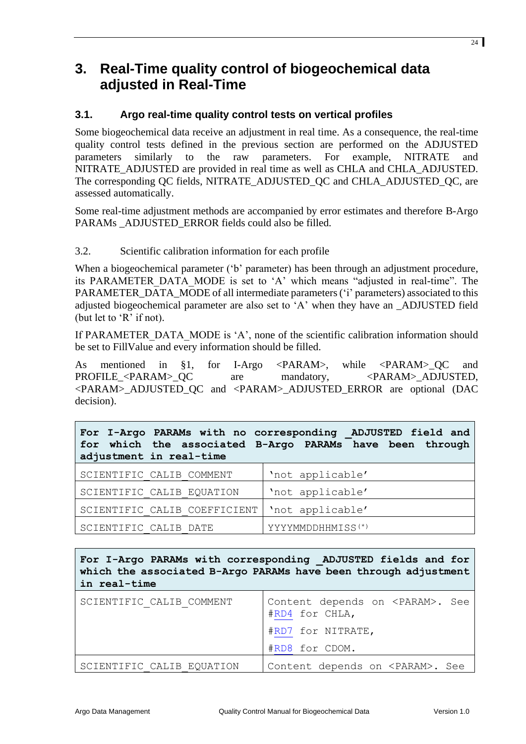# 3. Real-Time quality control of biogeochemical data adjusted in Real-Time

## 3.1. Argo real-time quality control tests on vertical profiles

Some biogeochemical data receive an adjustment in real time. As a consequence, the real-time quality control tests defined in the previous section are performed on the ADJUSTED parameters similarly to the raw parameters. For example, NITRATE and NITRATE_ADJUSTED are provided in real time as well as CHLA and CHLA_ADJUSTED. The corresponding QC fields, NITRATE_ADJUSTED_QC and CHLA_ADJUSTED_QC, are assessed automatically.

Some real-time adjustment methods are accompanied by error estimates and therefore B-Argo PARAMs _ADJUSTED_ERROR fields could also be filled.

## 3.2. Scientific calibration information for each profile

When a biogeochemical parameter ('b' parameter) has been through an adjustment procedure, its PARAMETER_DATA_MODE is set to 'A' which means "adjusted in real-time". The PARAMETER_DATA_MODE of all intermediate parameters ('i' parameters) associated to this adjusted biogeochemical parameter are also set to 'A' when they have an _ADJUSTED field (but let to 'R' if not).

If PARAMETER_DATA_MODE is 'A', none of the scientific calibration information should be set to FillValue and every information should be filled.

As mentioned in §1, for I-Argo <PARAM>, while <PARAM>_QC and PROFILE_<PARAM>_QC are mandatory, <PARAM>_ADJUSTED, <PARAM>_ADJUSTED_QC and <PARAM>_ADJUSTED_ERROR are optional (DAC decision).

| **For I-Argo PARAMs with no corresponding _ADJUSTED field and for which the associated B-Argo PARAMs have been through adjustment in real-time** | |
|---|---|
| SCIENTIFIC_CALIB_COMMENT | 'not applicable' |
| SCIENTIFIC_CALIB_EQUATION | 'not applicable' |
| SCIENTIFIC_CALIB_COEFFICIENT | 'not applicable' |
| SCIENTIFIC_CALIB_DATE | YYYYMMDDHHMISS(*) |

| **For I-Argo PARAMs with corresponding _ADJUSTED fields and for which the associated B-Argo PARAMs have been through adjustment in real-time** | |
|---|---|
| SCIENTIFIC_CALIB_COMMENT | Content depends on <PARAM>. See #RD4 for CHLA,<br>#RD7 for NITRATE,<br>#RD8 for CDOM. |
| SCIENTIFIC_CALIB_EQUATION | Content depends on <PARAM>. See |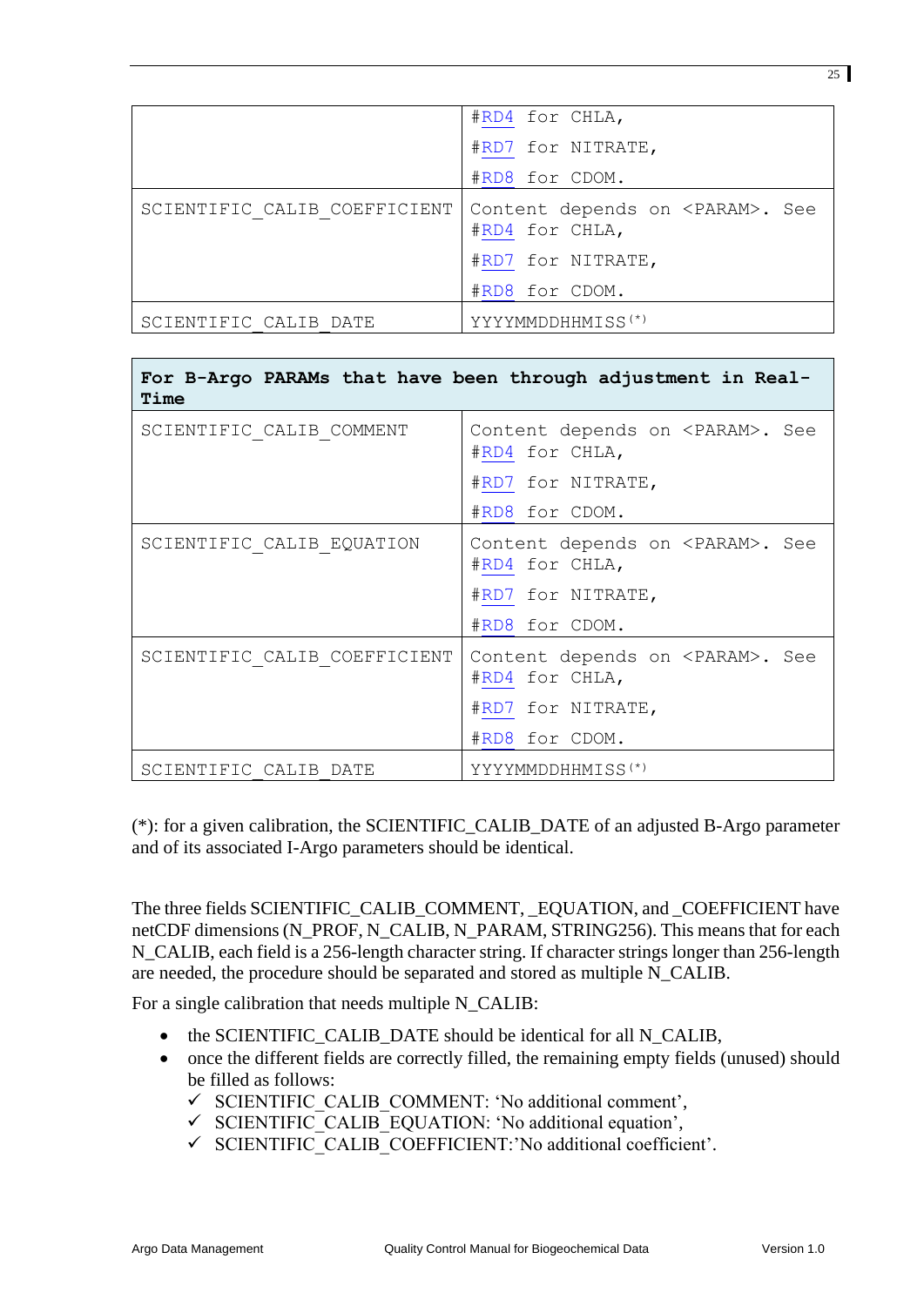| | |
|---|---|
| | #RD4 for CHLA,<br>#RD7 for NITRATE,<br>#RD8 for CDOM. |
| SCIENTIFIC_CALIB_COEFFICIENT | Content depends on <PARAM>. See #RD4 for CHLA,<br>#RD7 for NITRATE,<br>#RD8 for CDOM. |
| SCIENTIFIC_CALIB_DATE | YYYYMMDDHHMISS(*) |

| **For B-Argo PARAMs that have been through adjustment in Real-Time** | |
|---|---|
| SCIENTIFIC_CALIB_COMMENT | Content depends on <PARAM>. See #RD4 for CHLA,<br>#RD7 for NITRATE,<br>#RD8 for CDOM. |
| SCIENTIFIC_CALIB_EQUATION | Content depends on <PARAM>. See #RD4 for CHLA,<br>#RD7 for NITRATE,<br>#RD8 for CDOM. |
| SCIENTIFIC_CALIB_COEFFICIENT | Content depends on <PARAM>. See #RD4 for CHLA,<br>#RD7 for NITRATE,<br>#RD8 for CDOM. |
| SCIENTIFIC_CALIB_DATE | YYYYMMDDHHMISS(*) |

(*): for a given calibration, the SCIENTIFIC_CALIB_DATE of an adjusted B-Argo parameter and of its associated I-Argo parameters should be identical.

The three fields SCIENTIFIC_CALIB_COMMENT, _EQUATION, and _COEFFICIENT have netCDF dimensions (N_PROF, N_CALIB, N_PARAM, STRING256). This means that for each N_CALIB, each field is a 256-length character string. If character strings longer than 256-length are needed, the procedure should be separated and stored as multiple N_CALIB.

For a single calibration that needs multiple N_CALIB:

- the SCIENTIFIC_CALIB_DATE should be identical for all N_CALIB,
- once the different fields are correctly filled, the remaining empty fields (unused) should be filled as follows:
  - ✓ SCIENTIFIC_CALIB_COMMENT: 'No additional comment',
  - ✓ SCIENTIFIC_CALIB_EQUATION: 'No additional equation',
  - ✓ SCIENTIFIC_CALIB_COEFFICIENT:'No additional coefficient'.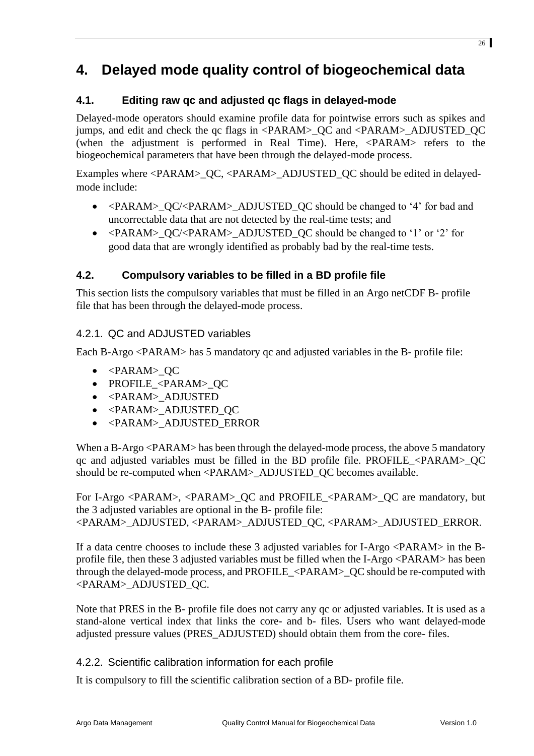# 4. Delayed mode quality control of biogeochemical data

## 4.1. Editing raw qc and adjusted qc flags in delayed-mode

Delayed-mode operators should examine profile data for pointwise errors such as spikes and jumps, and edit and check the qc flags in <PARAM>_QC and <PARAM>_ADJUSTED_QC (when the adjustment is performed in Real Time). Here, <PARAM> refers to the biogeochemical parameters that have been through the delayed-mode process.

Examples where <PARAM>_QC, <PARAM>_ADJUSTED_QC should be edited in delayed-mode include:

- <PARAM>_QC/<PARAM>_ADJUSTED_QC should be changed to '4' for bad and uncorrectable data that are not detected by the real-time tests; and
- <PARAM>_QC/<PARAM>_ADJUSTED_QC should be changed to '1' or '2' for good data that are wrongly identified as probably bad by the real-time tests.

## 4.2. Compulsory variables to be filled in a BD profile file

This section lists the compulsory variables that must be filled in an Argo netCDF B- profile file that has been through the delayed-mode process.

### 4.2.1. QC and ADJUSTED variables

Each B-Argo <PARAM> has 5 mandatory qc and adjusted variables in the B- profile file:

- <PARAM>_QC
- PROFILE_<PARAM>_QC
- <PARAM>_ADJUSTED
- <PARAM>_ADJUSTED_QC
- <PARAM>_ADJUSTED_ERROR

When a B-Argo <PARAM> has been through the delayed-mode process, the above 5 mandatory qc and adjusted variables must be filled in the BD profile file. PROFILE_<PARAM>_QC should be re-computed when <PARAM>_ADJUSTED_QC becomes available.

For I-Argo <PARAM>, <PARAM>_QC and PROFILE_<PARAM>_QC are mandatory, but the 3 adjusted variables are optional in the B- profile file:
<PARAM>_ADJUSTED, <PARAM>_ADJUSTED_QC, <PARAM>_ADJUSTED_ERROR.

If a data centre chooses to include these 3 adjusted variables for I-Argo <PARAM> in the B-profile file, then these 3 adjusted variables must be filled when the I-Argo <PARAM> has been through the delayed-mode process, and PROFILE_<PARAM>_QC should be re-computed with <PARAM>_ADJUSTED_QC.

Note that PRES in the B- profile file does not carry any qc or adjusted variables. It is used as a stand-alone vertical index that links the core- and b- files. Users who want delayed-mode adjusted pressure values (PRES_ADJUSTED) should obtain them from the core- files.

### 4.2.2. Scientific calibration information for each profile

It is compulsory to fill the scientific calibration section of a BD- profile file.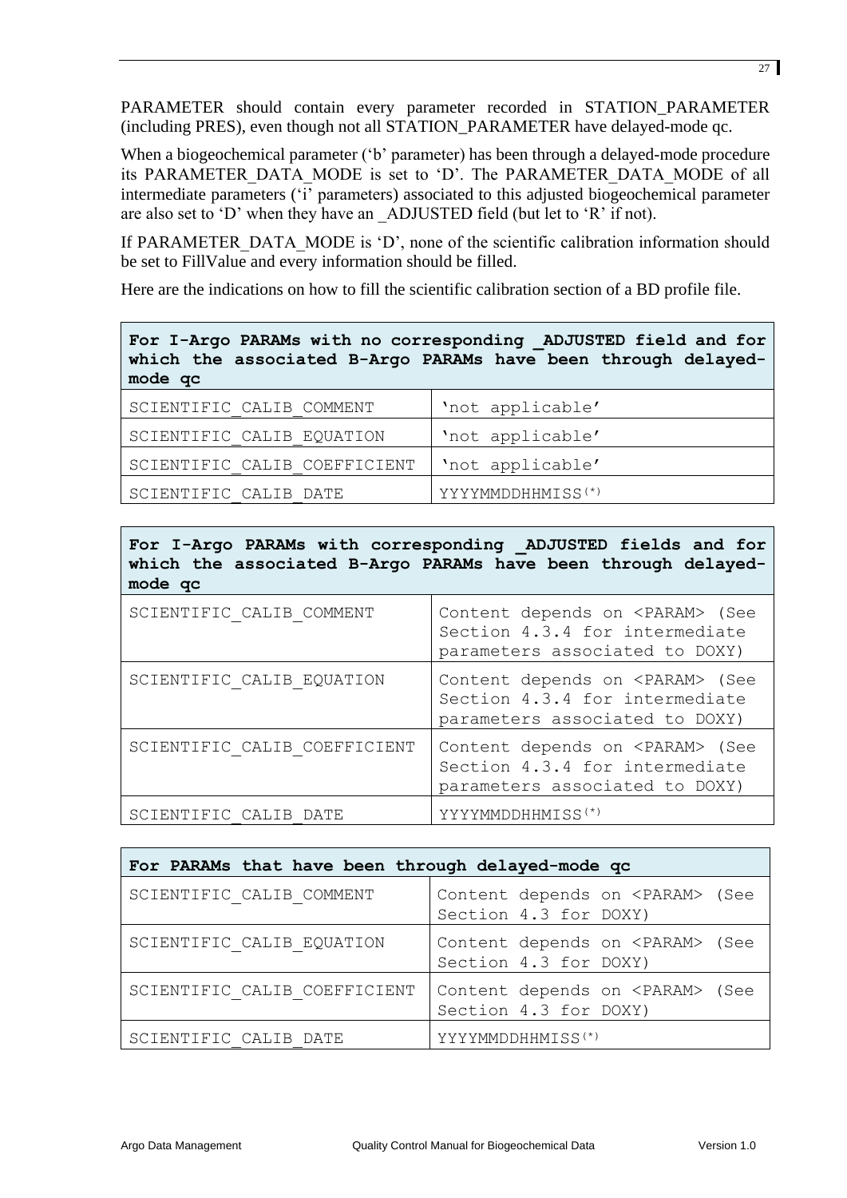PARAMETER should contain every parameter recorded in STATION_PARAMETER (including PRES), even though not all STATION_PARAMETER have delayed-mode qc.

When a biogeochemical parameter ('b' parameter) has been through a delayed-mode procedure its PARAMETER_DATA_MODE is set to 'D'. The PARAMETER_DATA_MODE of all intermediate parameters ('i' parameters) associated to this adjusted biogeochemical parameter are also set to 'D' when they have an _ADJUSTED field (but let to 'R' if not).

If PARAMETER_DATA_MODE is 'D', none of the scientific calibration information should be set to FillValue and every information should be filled.

Here are the indications on how to fill the scientific calibration section of a BD profile file.

| **For I-Argo PARAMs with no corresponding _ADJUSTED field and for which the associated B-Argo PARAMs have been through delayed-mode qc** | |
|---|---|
| SCIENTIFIC_CALIB_COMMENT | 'not applicable' |
| SCIENTIFIC_CALIB_EQUATION | 'not applicable' |
| SCIENTIFIC_CALIB_COEFFICIENT | 'not applicable' |
| SCIENTIFIC_CALIB_DATE | YYYYMMDDHHMISS(*) |

| **For I-Argo PARAMs with corresponding _ADJUSTED fields and for which the associated B-Argo PARAMs have been through delayed-mode qc** | |
|---|---|
| SCIENTIFIC_CALIB_COMMENT | Content depends on <PARAM> (See Section 4.3.4 for intermediate parameters associated to DOXY) |
| SCIENTIFIC_CALIB_EQUATION | Content depends on <PARAM> (See Section 4.3.4 for intermediate parameters associated to DOXY) |
| SCIENTIFIC_CALIB_COEFFICIENT | Content depends on <PARAM> (See Section 4.3.4 for intermediate parameters associated to DOXY) |
| SCIENTIFIC_CALIB_DATE | YYYYMMDDHHMISS(*) |

| **For PARAMs that have been through delayed-mode qc** | |
|---|---|
| SCIENTIFIC_CALIB_COMMENT | Content depends on <PARAM> (See Section 4.3 for DOXY) |
| SCIENTIFIC_CALIB_EQUATION | Content depends on <PARAM> (See Section 4.3 for DOXY) |
| SCIENTIFIC_CALIB_COEFFICIENT | Content depends on <PARAM> (See Section 4.3 for DOXY) |
| SCIENTIFIC_CALIB_DATE | YYYYMMDDHHMISS(*) |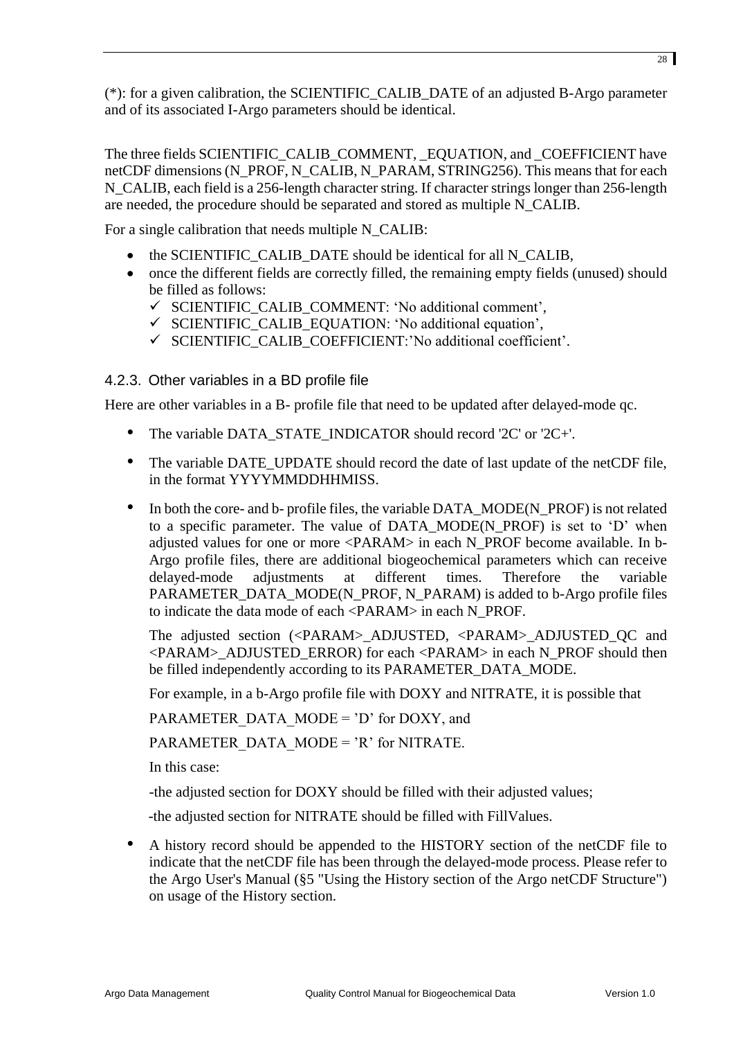(*): for a given calibration, the SCIENTIFIC_CALIB_DATE of an adjusted B-Argo parameter and of its associated I-Argo parameters should be identical.

The three fields SCIENTIFIC_CALIB_COMMENT, _EQUATION, and _COEFFICIENT have netCDF dimensions (N_PROF, N_CALIB, N_PARAM, STRING256). This means that for each N_CALIB, each field is a 256-length character string. If character strings longer than 256-length are needed, the procedure should be separated and stored as multiple N_CALIB.

For a single calibration that needs multiple N_CALIB:

- the SCIENTIFIC_CALIB_DATE should be identical for all N_CALIB,
- once the different fields are correctly filled, the remaining empty fields (unused) should be filled as follows:
  - ✓ SCIENTIFIC_CALIB_COMMENT: 'No additional comment',
  - ✓ SCIENTIFIC_CALIB_EQUATION: 'No additional equation',
  - ✓ SCIENTIFIC_CALIB_COEFFICIENT:'No additional coefficient'.

### 4.2.3. Other variables in a BD profile file

Here are other variables in a B- profile file that need to be updated after delayed-mode qc.

- The variable DATA_STATE_INDICATOR should record '2C' or '2C+'.
- The variable DATE_UPDATE should record the date of last update of the netCDF file, in the format YYYYMMDDHHMISS.
- In both the core- and b- profile files, the variable DATA_MODE(N_PROF) is not related to a specific parameter. The value of DATA_MODE(N_PROF) is set to 'D' when adjusted values for one or more <PARAM> in each N_PROF become available. In b-Argo profile files, there are additional biogeochemical parameters which can receive delayed-mode adjustments at different times. Therefore the variable PARAMETER_DATA_MODE(N_PROF, N_PARAM) is added to b-Argo profile files to indicate the data mode of each <PARAM> in each N_PROF.

  The adjusted section (<PARAM>_ADJUSTED, <PARAM>_ADJUSTED_QC and <PARAM>_ADJUSTED_ERROR) for each <PARAM> in each N_PROF should then be filled independently according to its PARAMETER_DATA_MODE.

  For example, in a b-Argo profile file with DOXY and NITRATE, it is possible that

  PARAMETER_DATA_MODE = 'D' for DOXY, and

  PARAMETER_DATA_MODE = 'R' for NITRATE.

  In this case:

  -the adjusted section for DOXY should be filled with their adjusted values;

  -the adjusted section for NITRATE should be filled with FillValues.

- A history record should be appended to the HISTORY section of the netCDF file to indicate that the netCDF file has been through the delayed-mode process. Please refer to the Argo User's Manual (§5 "Using the History section of the Argo netCDF Structure") on usage of the History section.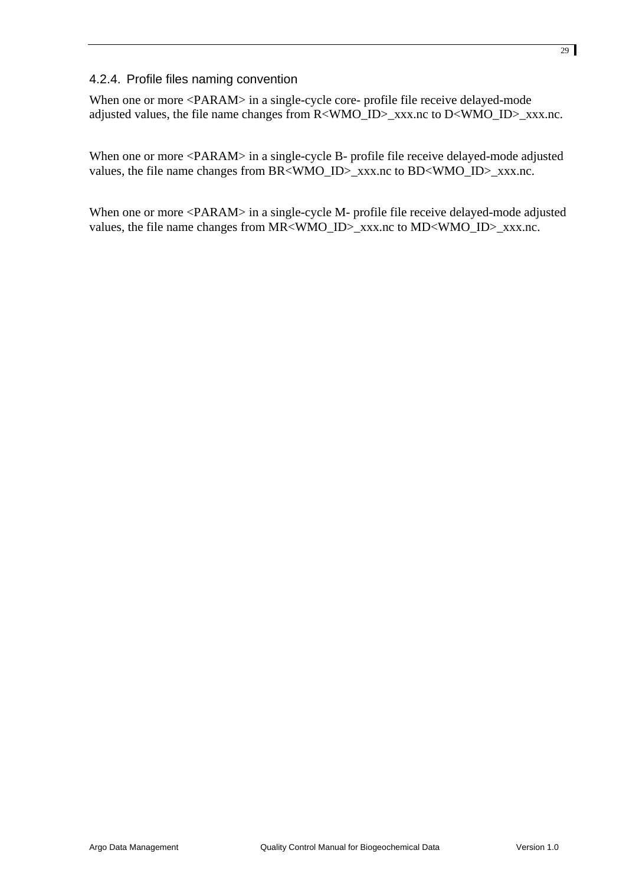### 4.2.4. Profile files naming convention

When one or more <PARAM> in a single-cycle core- profile file receive delayed-mode adjusted values, the file name changes from R<WMO_ID>_xxx.nc to D<WMO_ID>_xxx.nc.

When one or more <PARAM> in a single-cycle B- profile file receive delayed-mode adjusted values, the file name changes from BR<WMO_ID>_xxx.nc to BD<WMO_ID>_xxx.nc.

When one or more <PARAM> in a single-cycle M- profile file receive delayed-mode adjusted values, the file name changes from MR<WMO_ID>_xxx.nc to MD<WMO_ID>_xxx.nc.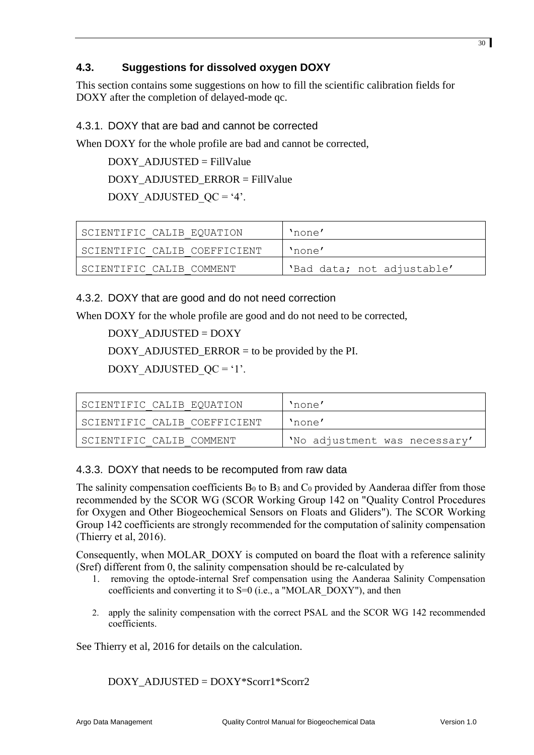## 4.3. Suggestions for dissolved oxygen DOXY

This section contains some suggestions on how to fill the scientific calibration fields for DOXY after the completion of delayed-mode qc.

### 4.3.1. DOXY that are bad and cannot be corrected

When DOXY for the whole profile are bad and cannot be corrected,

DOXY_ADJUSTED = FillValue

DOXY_ADJUSTED_ERROR = FillValue

DOXY_ADJUSTED_QC = ‘4’.

| | |
|---|---|
| SCIENTIFIC_CALIB_EQUATION | ‘none’ |
| SCIENTIFIC_CALIB_COEFFICIENT | ‘none’ |
| SCIENTIFIC_CALIB_COMMENT | ‘Bad data; not adjustable’ |

### 4.3.2. DOXY that are good and do not need correction

When DOXY for the whole profile are good and do not need to be corrected,

DOXY_ADJUSTED = DOXY

DOXY_ADJUSTED_ERROR = to be provided by the PI.

DOXY_ADJUSTED_QC = ‘1’.

| | |
|---|---|
| SCIENTIFIC_CALIB_EQUATION | ‘none’ |
| SCIENTIFIC_CALIB_COEFFICIENT | ‘none’ |
| SCIENTIFIC_CALIB_COMMENT | ‘No adjustment was necessary’ |

### 4.3.3. DOXY that needs to be recomputed from raw data

The salinity compensation coefficients $B_0$ to $B_3$ and $C_0$ provided by Aanderaa differ from those recommended by the SCOR WG (SCOR Working Group 142 on "Quality Control Procedures for Oxygen and Other Biogeochemical Sensors on Floats and Gliders"). The SCOR Working Group 142 coefficients are strongly recommended for the computation of salinity compensation (Thierry et al, 2016).

Consequently, when MOLAR_DOXY is computed on board the float with a reference salinity (Sref) different from 0, the salinity compensation should be re-calculated by

1. removing the optode-internal Sref compensation using the Aanderaa Salinity Compensation coefficients and converting it to S=0 (i.e., a "MOLAR_DOXY"), and then
2. apply the salinity compensation with the correct PSAL and the SCOR WG 142 recommended coefficients.

See Thierry et al, 2016 for details on the calculation.

DOXY_ADJUSTED = DOXY*Scorr1*Scorr2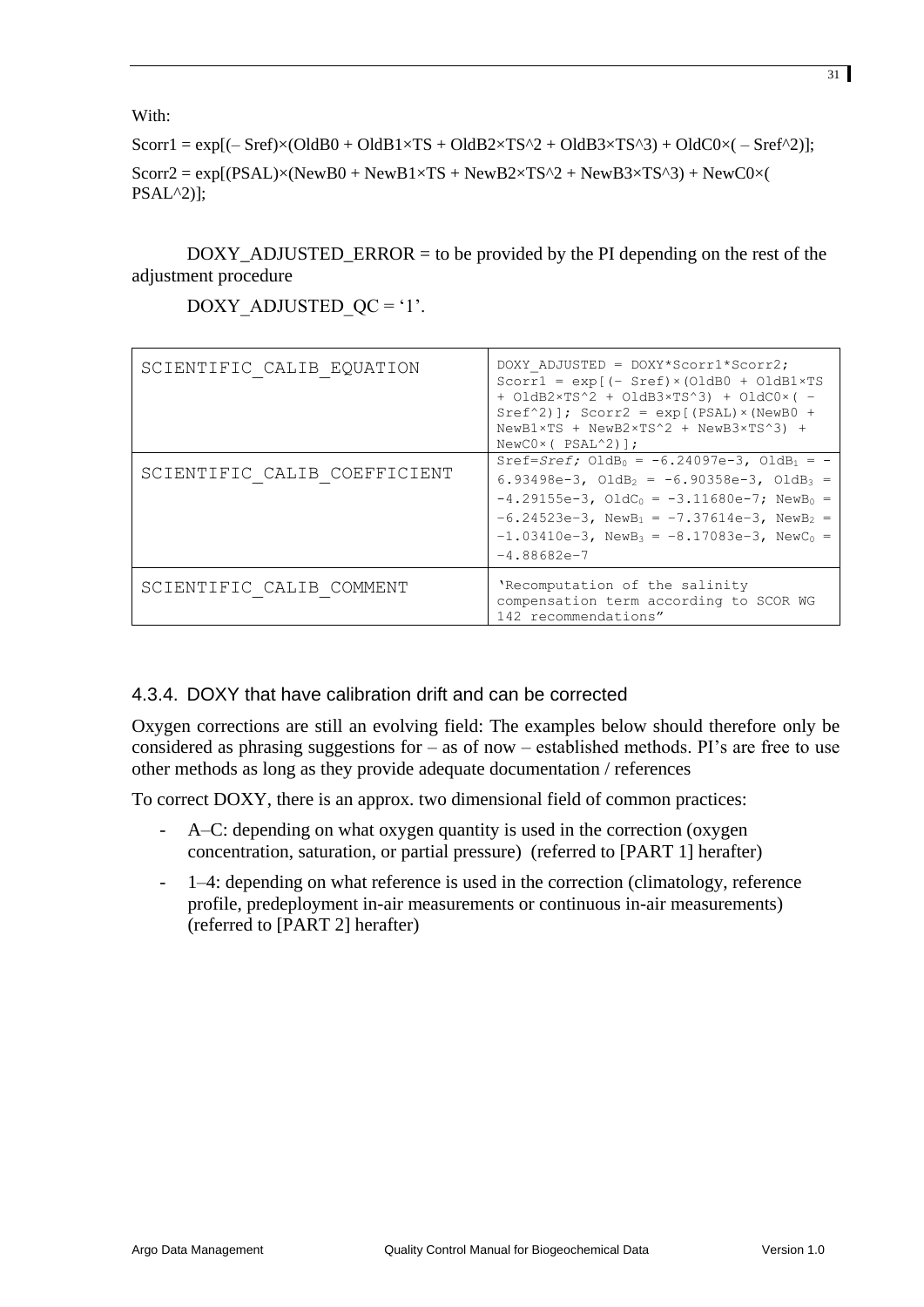With:

$Scorr1 = \exp[(-Sref)\times(OldB0 + OldB1\times TS + OldB2\times TS^2 + OldB3\times TS^3) + OldC0\times(-Sref^2)]$;

$Scorr2 = \exp[(PSAL)\times(NewB0 + NewB1\times TS + NewB2\times TS^2 + NewB3\times TS^3) + NewC0\times(PSAL^2)]$;

DOXY_ADJUSTED_ERROR = to be provided by the PI depending on the rest of the adjustment procedure

DOXY_ADJUSTED_QC = '1'.

| | |
|---|---|
| SCIENTIFIC_CALIB_EQUATION | DOXY_ADJUSTED = DOXY*Scorr1*Scorr2; Scorr1 = exp[(- Sref)×(OldB0 + OldB1×TS + OldB2×TS^2 + OldB3×TS^3) + OldC0×( - Sref^2)]; Scorr2 = exp[(PSAL)×(NewB0 + NewB1×TS + NewB2×TS^2 + NewB3×TS^3) + NewC0×( PSAL^2)]; |
| SCIENTIFIC_CALIB_COEFFICIENT | Sref=*Sref;* $OldB_0$ = -6.24097e-3, $OldB_1$ = -6.93498e-3, $OldB_2$ = -6.90358e-3, $OldB_3$ = -4.29155e-3, $OldC_0$ = -3.11680e-7; $NewB_0$ = -6.24523e-3, $NewB_1$ = -7.37614e-3, $NewB_2$ = -1.03410e-3, $NewB_3$ = -8.17083e-3, $NewC_0$ = -4.88682e-7 |
| SCIENTIFIC_CALIB_COMMENT | 'Recomputation of the salinity compensation term according to SCOR WG 142 recommendations" |

### 4.3.4. DOXY that have calibration drift and can be corrected

Oxygen corrections are still an evolving field: The examples below should therefore only be considered as phrasing suggestions for – as of now – established methods. PI's are free to use other methods as long as they provide adequate documentation / references

To correct DOXY, there is an approx. two dimensional field of common practices:

- A–C: depending on what oxygen quantity is used in the correction (oxygen concentration, saturation, or partial pressure) (referred to [PART 1] herafter)
- 1–4: depending on what reference is used in the correction (climatology, reference profile, predeployment in-air measurements or continuous in-air measurements) (referred to [PART 2] herafter)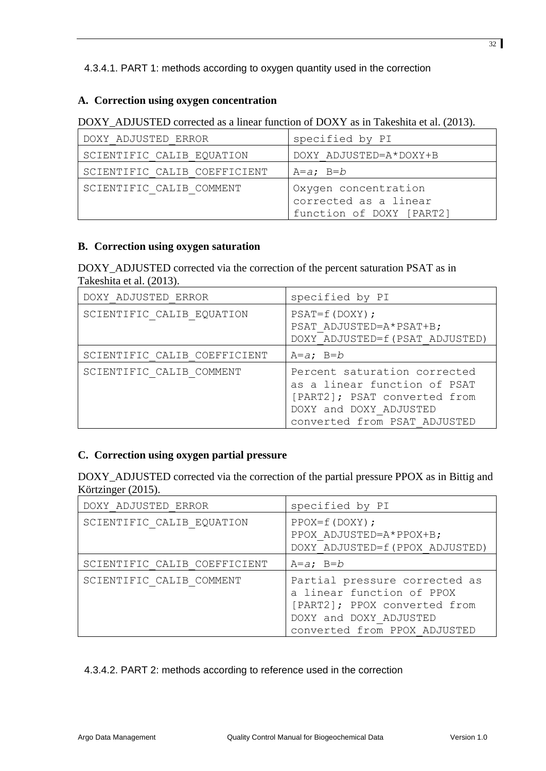#### 4.3.4.1. PART 1: methods according to oxygen quantity used in the correction

**A. Correction using oxygen concentration**

DOXY_ADJUSTED corrected as a linear function of DOXY as in Takeshita et al. (2013).

| | |
|---|---|
| DOXY_ADJUSTED_ERROR | specified by PI |
| SCIENTIFIC_CALIB_EQUATION | DOXY_ADJUSTED=A*DOXY+B |
| SCIENTIFIC_CALIB_COEFFICIENT | A=*a*; B=*b* |
| SCIENTIFIC_CALIB_COMMENT | Oxygen concentration corrected as a linear function of DOXY [PART2] |

**B. Correction using oxygen saturation**

DOXY_ADJUSTED corrected via the correction of the percent saturation PSAT as in Takeshita et al. (2013).

| | |
|---|---|
| DOXY_ADJUSTED_ERROR | specified by PI |
| SCIENTIFIC_CALIB_EQUATION | PSAT=f(DOXY); PSAT_ADJUSTED=A*PSAT+B; DOXY_ADJUSTED=f(PSAT_ADJUSTED) |
| SCIENTIFIC_CALIB_COEFFICIENT | A=*a*; B=*b* |
| SCIENTIFIC_CALIB_COMMENT | Percent saturation corrected as a linear function of PSAT [PART2]; PSAT converted from DOXY and DOXY_ADJUSTED converted from PSAT_ADJUSTED |

**C. Correction using oxygen partial pressure**

DOXY_ADJUSTED corrected via the correction of the partial pressure PPOX as in Bittig and Körtzinger (2015).

| | |
|---|---|
| DOXY_ADJUSTED_ERROR | specified by PI |
| SCIENTIFIC_CALIB_EQUATION | PPOX=f(DOXY); PPOX_ADJUSTED=A*PPOX+B; DOXY_ADJUSTED=f(PPOX_ADJUSTED) |
| SCIENTIFIC_CALIB_COEFFICIENT | A=*a*; B=*b* |
| SCIENTIFIC_CALIB_COMMENT | Partial pressure corrected as a linear function of PPOX [PART2]; PPOX converted from DOXY and DOXY_ADJUSTED converted from PPOX_ADJUSTED |

#### 4.3.4.2. PART 2: methods according to reference used in the correction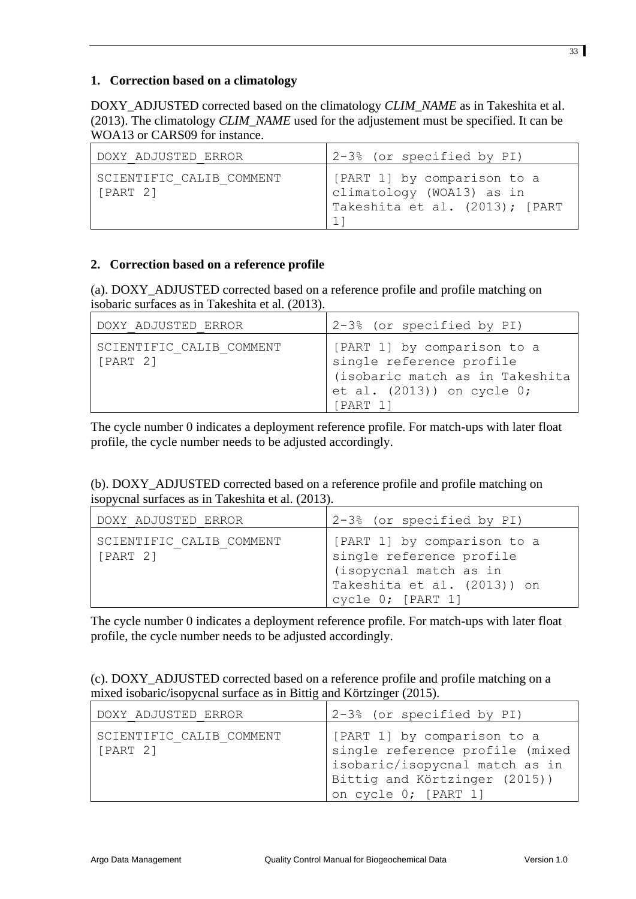## 1. Correction based on a climatology

DOXY_ADJUSTED corrected based on the climatology *CLIM_NAME* as in Takeshita et al. (2013). The climatology *CLIM_NAME* used for the adjustement must be specified. It can be WOA13 or CARS09 for instance.

| DOXY_ADJUSTED_ERROR | 2-3% (or specified by PI) |
|---|---|
| SCIENTIFIC_CALIB_COMMENT [PART 2] | [PART 1] by comparison to a climatology (WOA13) as in Takeshita et al. (2013); [PART 1] |

## 2. Correction based on a reference profile

(a). DOXY_ADJUSTED corrected based on a reference profile and profile matching on isobaric surfaces as in Takeshita et al. (2013).

| DOXY_ADJUSTED_ERROR | 2-3% (or specified by PI) |
|---|---|
| SCIENTIFIC_CALIB_COMMENT [PART 2] | [PART 1] by comparison to a single reference profile (isobaric match as in Takeshita et al. (2013)) on cycle 0; [PART 1] |

The cycle number 0 indicates a deployment reference profile. For match-ups with later float profile, the cycle number needs to be adjusted accordingly.

(b). DOXY_ADJUSTED corrected based on a reference profile and profile matching on isopycnal surfaces as in Takeshita et al. (2013).

| DOXY_ADJUSTED_ERROR | 2-3% (or specified by PI) |
|---|---|
| SCIENTIFIC_CALIB_COMMENT [PART 2] | [PART 1] by comparison to a single reference profile (isopycnal match as in Takeshita et al. (2013)) on cycle 0; [PART 1] |

The cycle number 0 indicates a deployment reference profile. For match-ups with later float profile, the cycle number needs to be adjusted accordingly.

(c). DOXY_ADJUSTED corrected based on a reference profile and profile matching on a mixed isobaric/isopycnal surface as in Bittig and Körtzinger (2015).

| DOXY_ADJUSTED_ERROR | 2-3% (or specified by PI) |
|---|---|
| SCIENTIFIC_CALIB_COMMENT [PART 2] | [PART 1] by comparison to a single reference profile (mixed isobaric/isopycnal match as in Bittig and Körtzinger (2015)) on cycle 0; [PART 1] |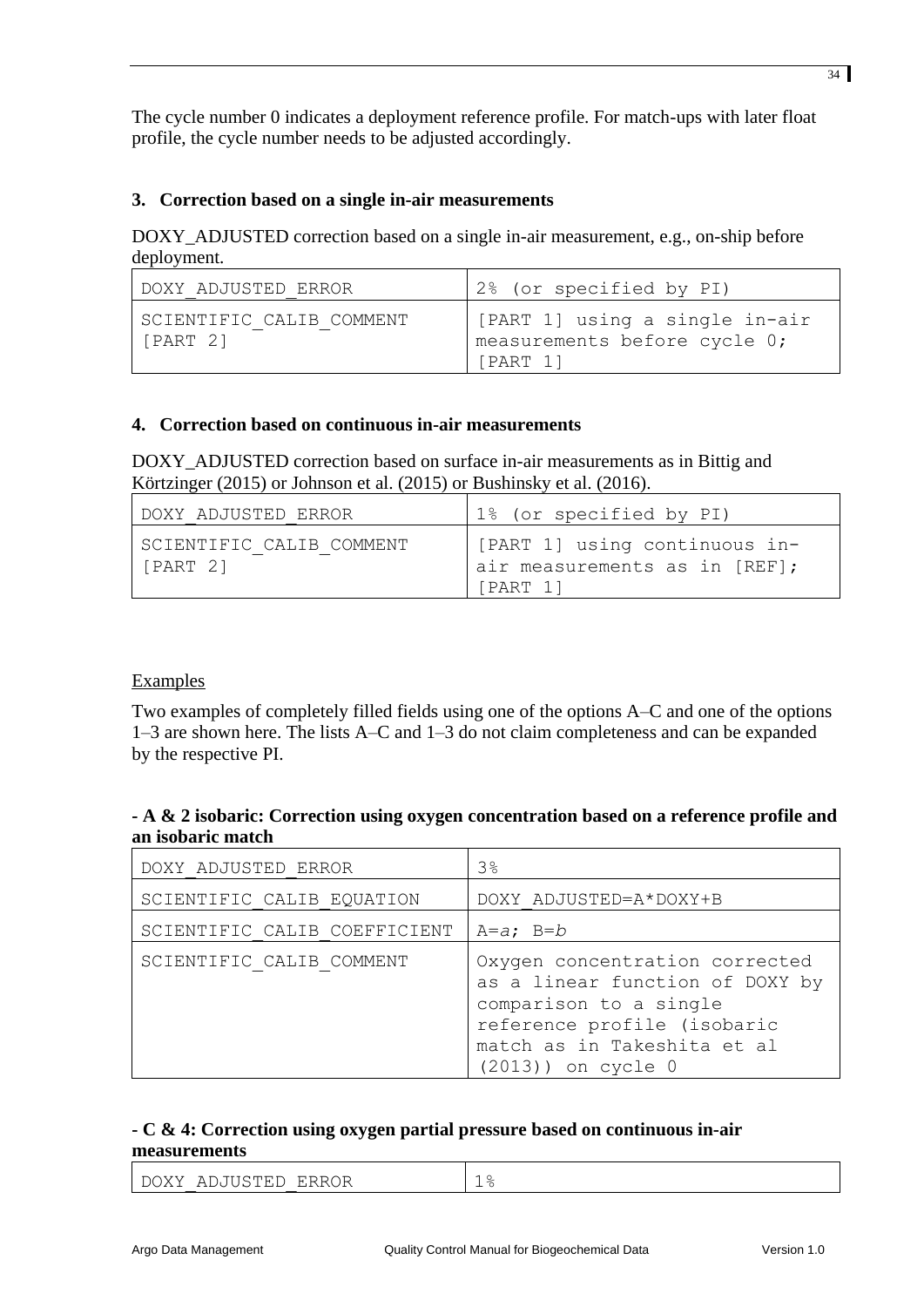The cycle number 0 indicates a deployment reference profile. For match-ups with later float profile, the cycle number needs to be adjusted accordingly.

### 3. Correction based on a single in-air measurements

DOXY_ADJUSTED correction based on a single in-air measurement, e.g., on-ship before deployment.

| | |
|---|---|
| DOXY_ADJUSTED_ERROR | 2% (or specified by PI) |
| SCIENTIFIC_CALIB_COMMENT [PART 2] | [PART 1] using a single in-air measurements before cycle 0; [PART 1] |

### 4. Correction based on continuous in-air measurements

DOXY_ADJUSTED correction based on surface in-air measurements as in Bittig and Körtzinger (2015) or Johnson et al. (2015) or Bushinsky et al. (2016).

| | |
|---|---|
| DOXY_ADJUSTED_ERROR | 1% (or specified by PI) |
| SCIENTIFIC_CALIB_COMMENT [PART 2] | [PART 1] using continuous in-air measurements as in [REF]; [PART 1] |

<u>Examples</u>

Two examples of completely filled fields using one of the options A–C and one of the options 1–3 are shown here. The lists A–C and 1–3 do not claim completeness and can be expanded by the respective PI.

**- A & 2 isobaric: Correction using oxygen concentration based on a reference profile and an isobaric match**

| | |
|---|---|
| DOXY_ADJUSTED_ERROR | 3% |
| SCIENTIFIC_CALIB_EQUATION | DOXY_ADJUSTED=A*DOXY+B |
| SCIENTIFIC_CALIB_COEFFICIENT | A=*a*; B=*b* |
| SCIENTIFIC_CALIB_COMMENT | Oxygen concentration corrected as a linear function of DOXY by comparison to a single reference profile (isobaric match as in Takeshita et al (2013)) on cycle 0 |

**- C & 4: Correction using oxygen partial pressure based on continuous in-air measurements**

| | |
|---|---|
| DOXY_ADJUSTED_ERROR | 1% |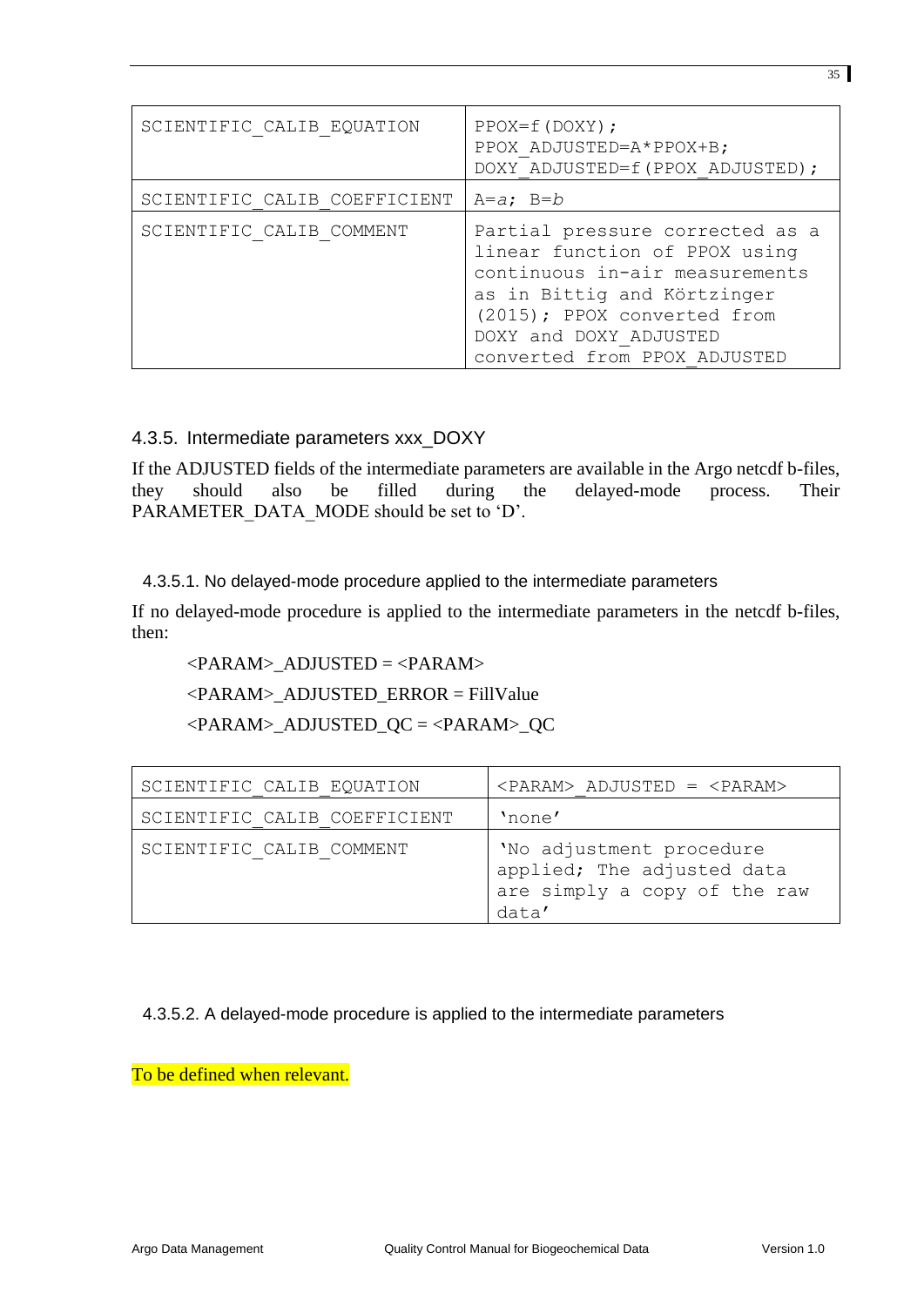| | |
|---|---|
| SCIENTIFIC_CALIB_EQUATION | PPOX=f(DOXY); PPOX_ADJUSTED=A*PPOX+B; DOXY_ADJUSTED=f(PPOX_ADJUSTED); |
| SCIENTIFIC_CALIB_COEFFICIENT | A=*a*; B=*b* |
| SCIENTIFIC_CALIB_COMMENT | Partial pressure corrected as a linear function of PPOX using continuous in-air measurements as in Bittig and Körtzinger (2015); PPOX converted from DOXY and DOXY_ADJUSTED converted from PPOX_ADJUSTED |

### 4.3.5. Intermediate parameters xxx_DOXY

If the ADJUSTED fields of the intermediate parameters are available in the Argo netcdf b-files, they should also be filled during the delayed-mode process. Their PARAMETER_DATA_MODE should be set to 'D'.

#### 4.3.5.1. No delayed-mode procedure applied to the intermediate parameters

If no delayed-mode procedure is applied to the intermediate parameters in the netcdf b-files, then:

<PARAM>_ADJUSTED = <PARAM>

<PARAM>_ADJUSTED_ERROR = FillValue

<PARAM>_ADJUSTED_QC = <PARAM>_QC

| | |
|---|---|
| SCIENTIFIC_CALIB_EQUATION | <PARAM>_ADJUSTED = <PARAM> |
| SCIENTIFIC_CALIB_COEFFICIENT | 'none' |
| SCIENTIFIC_CALIB_COMMENT | 'No adjustment procedure applied; The adjusted data are simply a copy of the raw data' |

#### 4.3.5.2. A delayed-mode procedure is applied to the intermediate parameters

To be defined when relevant.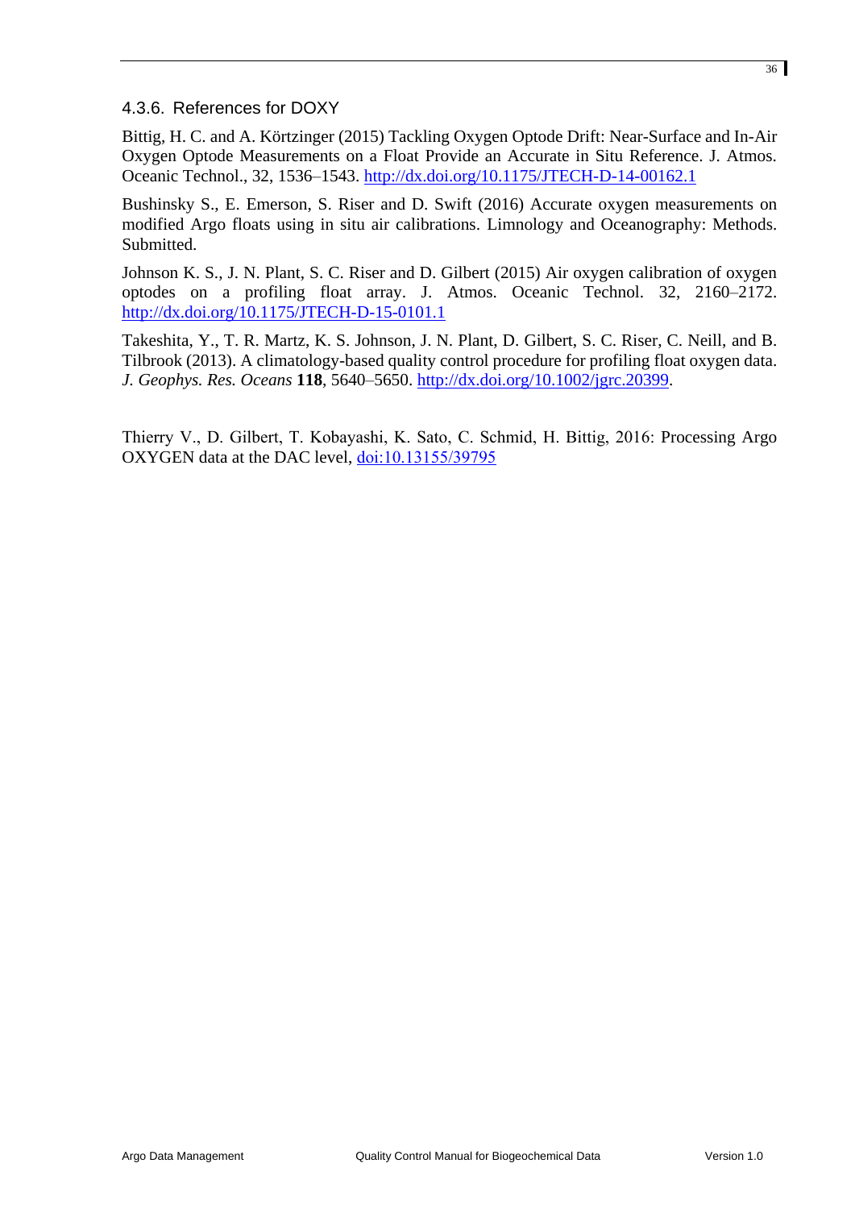### 4.3.6. References for DOXY

Bittig, H. C. and A. Körtzinger (2015) Tackling Oxygen Optode Drift: Near-Surface and In-Air Oxygen Optode Measurements on a Float Provide an Accurate in Situ Reference. J. Atmos. Oceanic Technol., 32, 1536–1543. http://dx.doi.org/10.1175/JTECH-D-14-00162.1

Bushinsky S., E. Emerson, S. Riser and D. Swift (2016) Accurate oxygen measurements on modified Argo floats using in situ air calibrations. Limnology and Oceanography: Methods. Submitted.

Johnson K. S., J. N. Plant, S. C. Riser and D. Gilbert (2015) Air oxygen calibration of oxygen optodes on a profiling float array. J. Atmos. Oceanic Technol. 32, 2160–2172. http://dx.doi.org/10.1175/JTECH-D-15-0101.1

Takeshita, Y., T. R. Martz, K. S. Johnson, J. N. Plant, D. Gilbert, S. C. Riser, C. Neill, and B. Tilbrook (2013). A climatology-based quality control procedure for profiling float oxygen data. *J. Geophys. Res. Oceans* **118**, 5640–5650. http://dx.doi.org/10.1002/jgrc.20399.

Thierry V., D. Gilbert, T. Kobayashi, K. Sato, C. Schmid, H. Bittig, 2016: Processing Argo OXYGEN data at the DAC level, doi:10.13155/39795